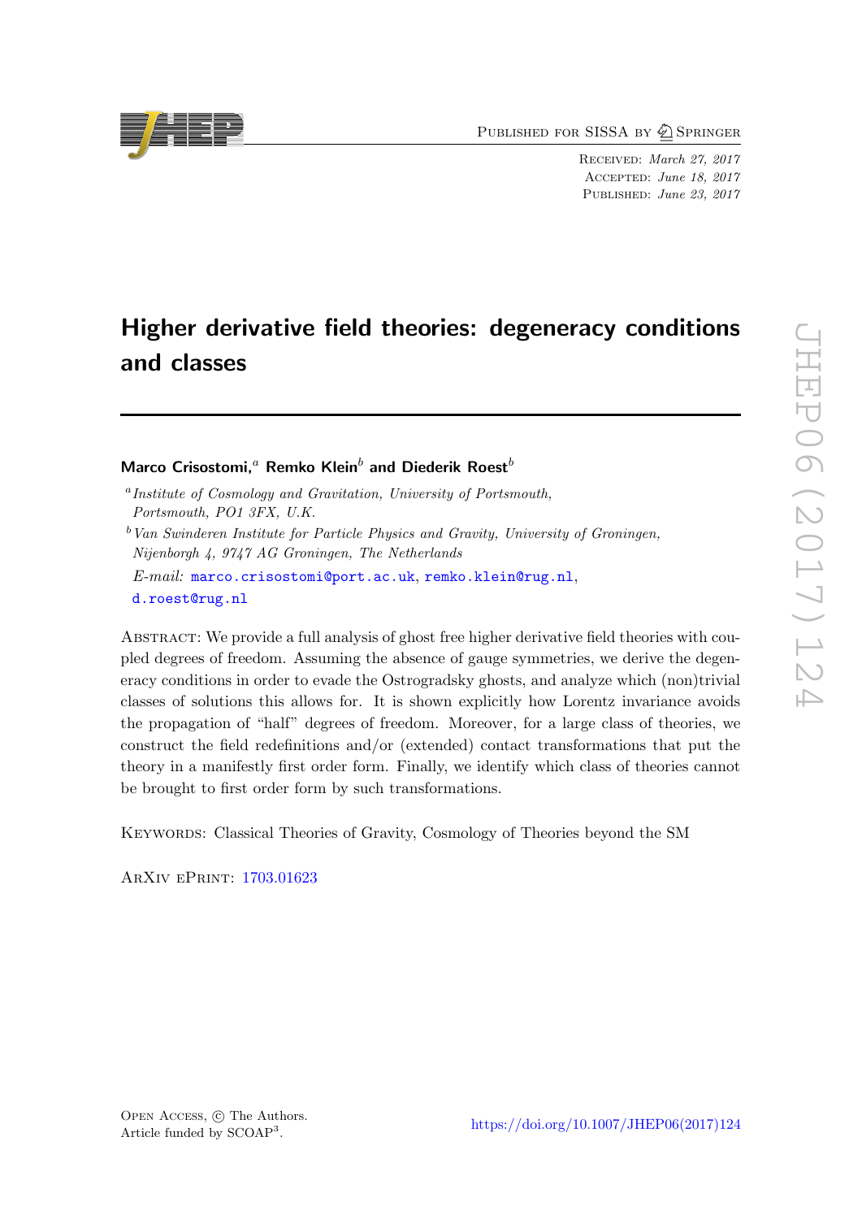Published for SISSA by Springer

Received: *March 27, 2017*
Accepted: *June 18, 2017*
Published: *June 23, 2017*

# Higher derivative field theories: degeneracy conditions and classes

**Marco Crisostomi,**[a] **Remko Klein**[b] **and Diederik Roest**[b]

[a] *Institute of Cosmology and Gravitation, University of Portsmouth, Portsmouth, PO1 3FX, U.K.*

[b] *Van Swinderen Institute for Particle Physics and Gravity, University of Groningen, Nijenborgh 4, 9747 AG Groningen, The Netherlands*

*E-mail:* marco.crisostomi@port.ac.uk, remko.klein@rug.nl, d.roest@rug.nl

Abstract: We provide a full analysis of ghost free higher derivative field theories with coupled degrees of freedom. Assuming the absence of gauge symmetries, we derive the degeneracy conditions in order to evade the Ostrogradsky ghosts, and analyze which (non)trivial classes of solutions this allows for. It is shown explicitly how Lorentz invariance avoids the propagation of "half" degrees of freedom. Moreover, for a large class of theories, we construct the field redefinitions and/or (extended) contact transformations that put the theory in a manifestly first order form. Finally, we identify which class of theories cannot be brought to first order form by such transformations.

Keywords: Classical Theories of Gravity, Cosmology of Theories beyond the SM

ArXiv ePrint: 1703.01623

Open Access, © The Authors.
Article funded by SCOAP[3].

https://doi.org/10.1007/JHEP06(2017)124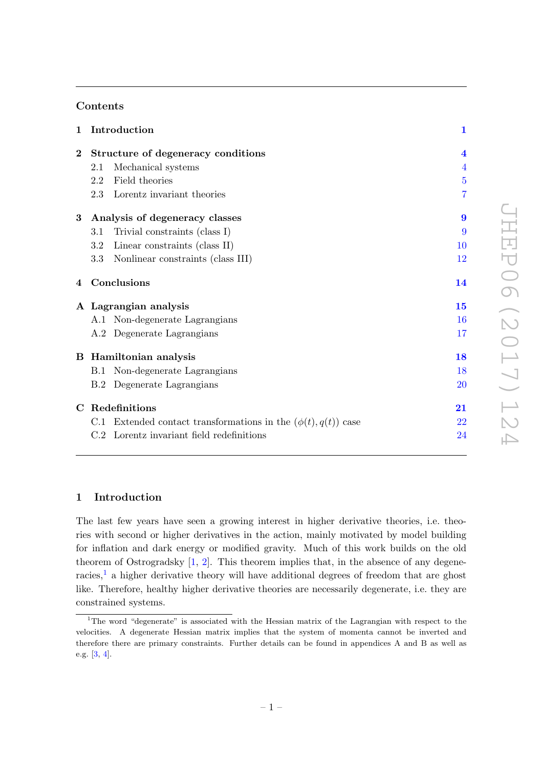## Contents

| | | |
|---|---|---|
| **1** | **Introduction** | **1** |
| **2** | **Structure of degeneracy conditions** | **4** |
| | 2.1 Mechanical systems | 4 |
| | 2.2 Field theories | 5 |
| | 2.3 Lorentz invariant theories | 7 |
| **3** | **Analysis of degeneracy classes** | **9** |
| | 3.1 Trivial constraints (class I) | 9 |
| | 3.2 Linear constraints (class II) | 10 |
| | 3.3 Nonlinear constraints (class III) | 12 |
| **4** | **Conclusions** | **14** |
| **A** | **Lagrangian analysis** | **15** |
| | A.1 Non-degenerate Lagrangians | 16 |
| | A.2 Degenerate Lagrangians | 17 |
| **B** | **Hamiltonian analysis** | **18** |
| | B.1 Non-degenerate Lagrangians | 18 |
| | B.2 Degenerate Lagrangians | 20 |
| **C** | **Redefinitions** | **21** |
| | C.1 Extended contact transformations in the $(\phi(t), q(t))$ case | 22 |
| | C.2 Lorentz invariant field redefinitions | 24 |

## 1 Introduction

The last few years have seen a growing interest in higher derivative theories, i.e. theories with second or higher derivatives in the action, mainly motivated by model building for inflation and dark energy or modified gravity. Much of this work builds on the old theorem of Ostrogradsky [1, 2]. This theorem implies that, in the absence of any degeneracies,[1] a higher derivative theory will have additional degrees of freedom that are ghost like. Therefore, healthy higher derivative theories are necessarily degenerate, i.e. they are constrained systems.

[1] The word "degenerate" is associated with the Hessian matrix of the Lagrangian with respect to the velocities. A degenerate Hessian matrix implies that the system of momenta cannot be inverted and therefore there are primary constraints. Further details can be found in appendices A and B as well as e.g. [3, 4].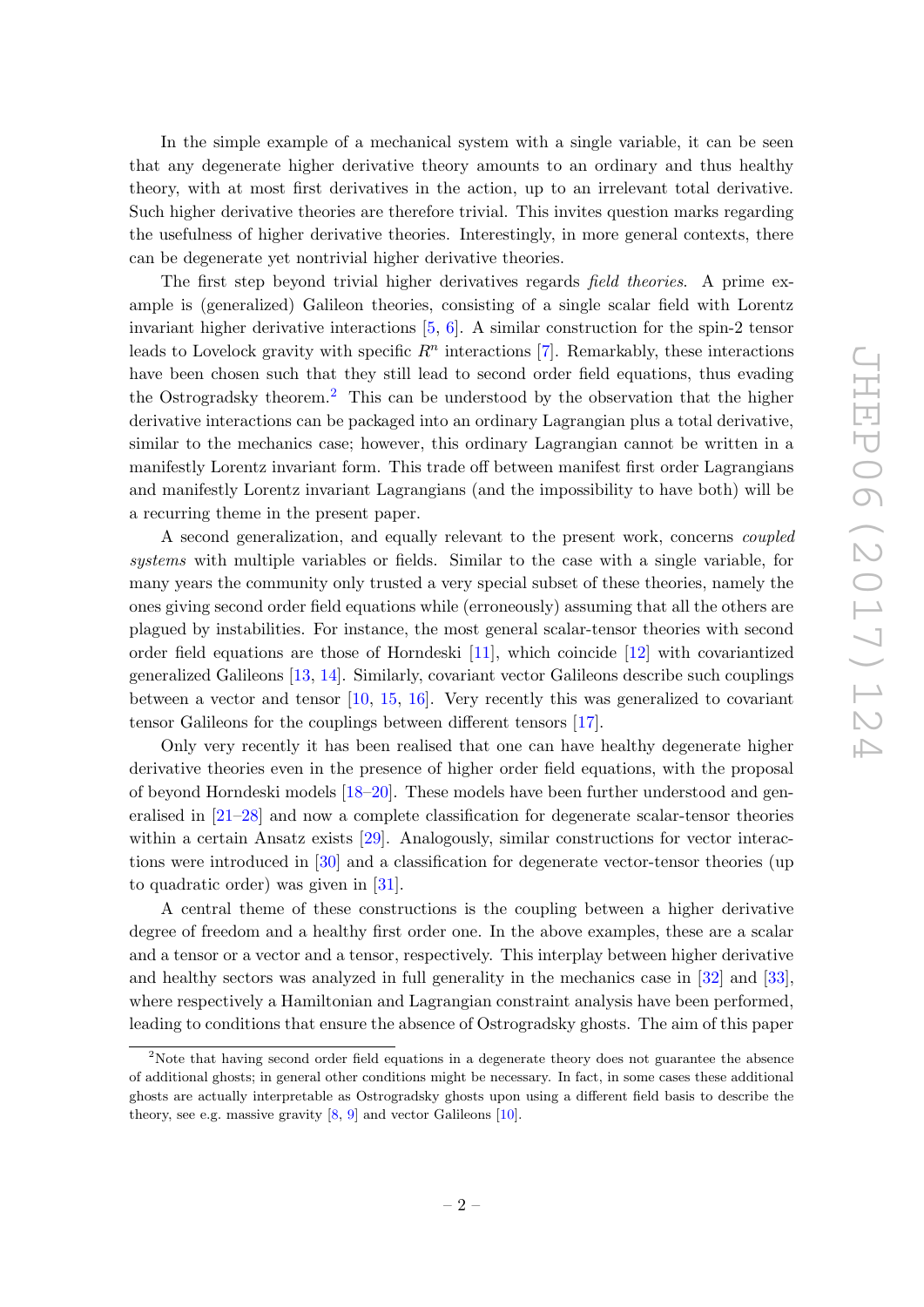In the simple example of a mechanical system with a single variable, it can be seen that any degenerate higher derivative theory amounts to an ordinary and thus healthy theory, with at most first derivatives in the action, up to an irrelevant total derivative. Such higher derivative theories are therefore trivial. This invites question marks regarding the usefulness of higher derivative theories. Interestingly, in more general contexts, there can be degenerate yet nontrivial higher derivative theories.

The first step beyond trivial higher derivatives regards *field theories*. A prime example is (generalized) Galileon theories, consisting of a single scalar field with Lorentz invariant higher derivative interactions [5, 6]. A similar construction for the spin-2 tensor leads to Lovelock gravity with specific $R^n$ interactions [7]. Remarkably, these interactions have been chosen such that they still lead to second order field equations, thus evading the Ostrogradsky theorem.[2] This can be understood by the observation that the higher derivative interactions can be packaged into an ordinary Lagrangian plus a total derivative, similar to the mechanics case; however, this ordinary Lagrangian cannot be written in a manifestly Lorentz invariant form. This trade off between manifest first order Lagrangians and manifestly Lorentz invariant Lagrangians (and the impossibility to have both) will be a recurring theme in the present paper.

A second generalization, and equally relevant to the present work, concerns *coupled systems* with multiple variables or fields. Similar to the case with a single variable, for many years the community only trusted a very special subset of these theories, namely the ones giving second order field equations while (erroneously) assuming that all the others are plagued by instabilities. For instance, the most general scalar-tensor theories with second order field equations are those of Horndeski [11], which coincide [12] with covariantized generalized Galileons [13, 14]. Similarly, covariant vector Galileons describe such couplings between a vector and tensor [10, 15, 16]. Very recently this was generalized to covariant tensor Galileons for the couplings between different tensors [17].

Only very recently it has been realised that one can have healthy degenerate higher derivative theories even in the presence of higher order field equations, with the proposal of beyond Horndeski models [18–20]. These models have been further understood and generalised in [21–28] and now a complete classification for degenerate scalar-tensor theories within a certain Ansatz exists [29]. Analogously, similar constructions for vector interactions were introduced in [30] and a classification for degenerate vector-tensor theories (up to quadratic order) was given in [31].

A central theme of these constructions is the coupling between a higher derivative degree of freedom and a healthy first order one. In the above examples, these are a scalar and a tensor or a vector and a tensor, respectively. This interplay between higher derivative and healthy sectors was analyzed in full generality in the mechanics case in [32] and [33], where respectively a Hamiltonian and Lagrangian constraint analysis have been performed, leading to conditions that ensure the absence of Ostrogradsky ghosts. The aim of this paper

[2] Note that having second order field equations in a degenerate theory does not guarantee the absence of additional ghosts; in general other conditions might be necessary. In fact, in some cases these additional ghosts are actually interpretable as Ostrogradsky ghosts upon using a different field basis to describe the theory, see e.g. massive gravity [8, 9] and vector Galileons [10].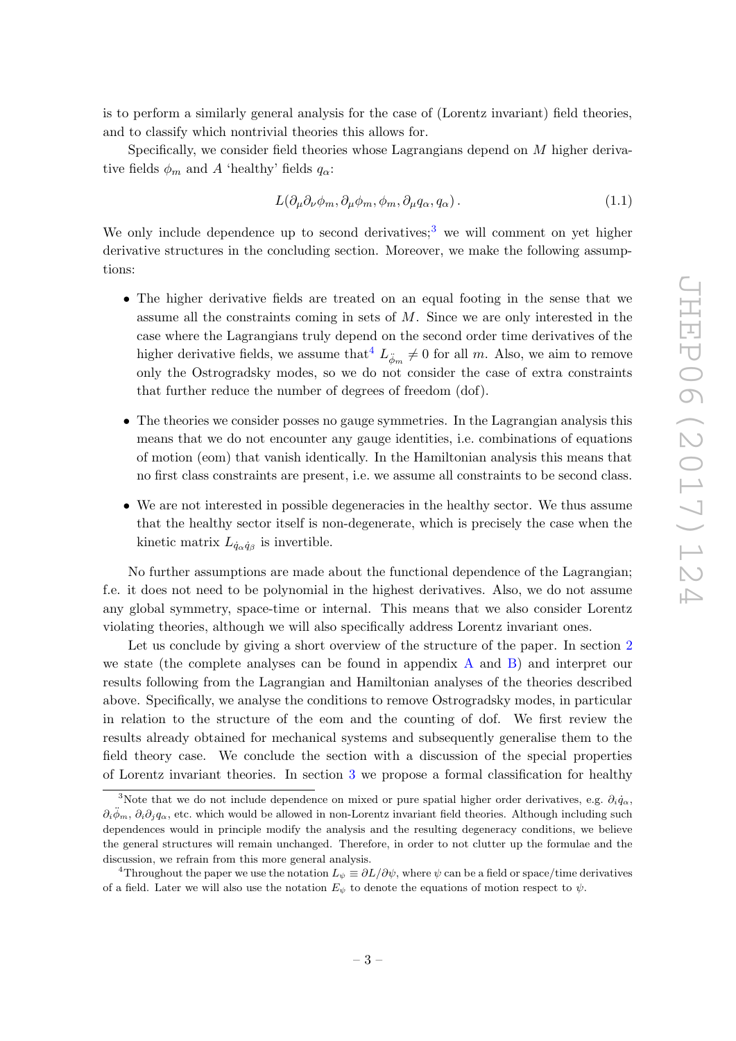is to perform a similarly general analysis for the case of (Lorentz invariant) field theories, and to classify which nontrivial theories this allows for.

Specifically, we consider field theories whose Lagrangians depend on $M$ higher derivative fields $\phi_m$ and $A$ 'healthy' fields $q_\alpha$:

$$L(\partial_\mu\partial_\nu\phi_m, \partial_\mu\phi_m, \phi_m, \partial_\mu q_\alpha, q_\alpha)\,. \tag{1.1}$$

We only include dependence up to second derivatives;[3] we will comment on yet higher derivative structures in the concluding section. Moreover, we make the following assumptions:

- The higher derivative fields are treated on an equal footing in the sense that we assume all the constraints coming in sets of $M$. Since we are only interested in the case where the Lagrangians truly depend on the second order time derivatives of the higher derivative fields, we assume that[4] $L_{\ddot{\phi}_m} \neq 0$ for all $m$. Also, we aim to remove only the Ostrogradsky modes, so we do not consider the case of extra constraints that further reduce the number of degrees of freedom (dof).
- The theories we consider posses no gauge symmetries. In the Lagrangian analysis this means that we do not encounter any gauge identities, i.e. combinations of equations of motion (eom) that vanish identically. In the Hamiltonian analysis this means that no first class constraints are present, i.e. we assume all constraints to be second class.
- We are not interested in possible degeneracies in the healthy sector. We thus assume that the healthy sector itself is non-degenerate, which is precisely the case when the kinetic matrix $L_{\dot{q}_\alpha\dot{q}_\beta}$ is invertible.

No further assumptions are made about the functional dependence of the Lagrangian; f.e. it does not need to be polynomial in the highest derivatives. Also, we do not assume any global symmetry, space-time or internal. This means that we also consider Lorentz violating theories, although we will also specifically address Lorentz invariant ones.

Let us conclude by giving a short overview of the structure of the paper. In section 2 we state (the complete analyses can be found in appendix A and B) and interpret our results following from the Lagrangian and Hamiltonian analyses of the theories described above. Specifically, we analyse the conditions to remove Ostrogradsky modes, in particular in relation to the structure of the eom and the counting of dof. We first review the results already obtained for mechanical systems and subsequently generalise them to the field theory case. We conclude the section with a discussion of the special properties of Lorentz invariant theories. In section 3 we propose a formal classification for healthy

[3] Note that we do not include dependence on mixed or pure spatial higher order derivatives, e.g. $\partial_i\dot{q}_\alpha$, $\partial_i\ddot{\phi}_m$, $\partial_i\partial_j q_\alpha$, etc. which would be allowed in non-Lorentz invariant field theories. Although including such dependences would in principle modify the analysis and the resulting degeneracy conditions, we believe the general structures will remain unchanged. Therefore, in order to not clutter up the formulae and the discussion, we refrain from this more general analysis.

[4] Throughout the paper we use the notation $L_\psi \equiv \partial L/\partial\psi$, where $\psi$ can be a field or space/time derivatives of a field. Later we will also use the notation $E_\psi$ to denote the equations of motion respect to $\psi$.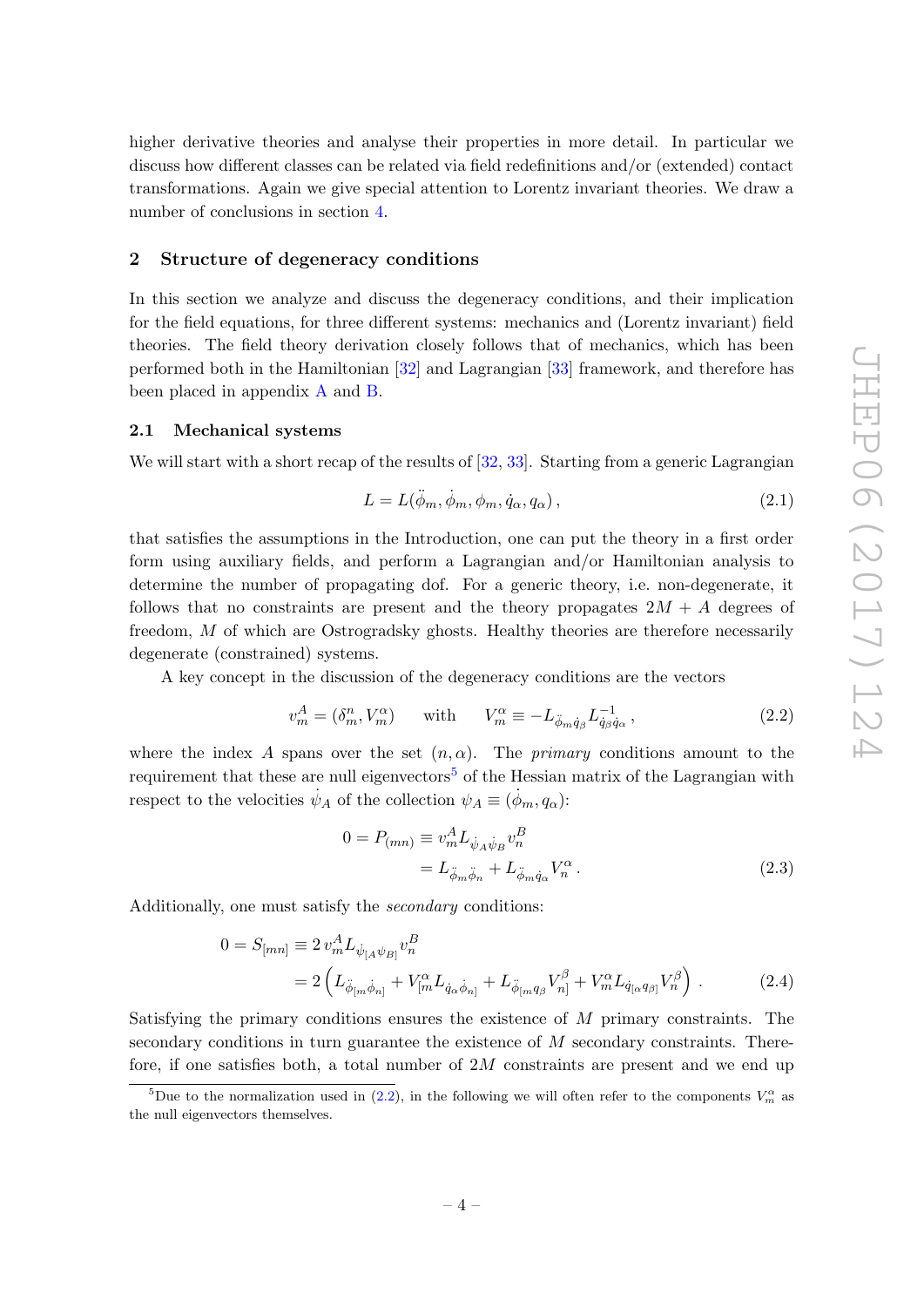higher derivative theories and analyse their properties in more detail. In particular we discuss how different classes can be related via field redefinitions and/or (extended) contact transformations. Again we give special attention to Lorentz invariant theories. We draw a number of conclusions in section 4.

## 2 Structure of degeneracy conditions

In this section we analyze and discuss the degeneracy conditions, and their implication for the field equations, for three different systems: mechanics and (Lorentz invariant) field theories. The field theory derivation closely follows that of mechanics, which has been performed both in the Hamiltonian [32] and Lagrangian [33] framework, and therefore has been placed in appendix A and B.

### 2.1 Mechanical systems

We will start with a short recap of the results of [32, 33]. Starting from a generic Lagrangian

$$L = L(\ddot{\phi}_m, \dot{\phi}_m, \phi_m, \dot{q}_\alpha, q_\alpha)\,, \tag{2.1}$$

that satisfies the assumptions in the Introduction, one can put the theory in a first order form using auxiliary fields, and perform a Lagrangian and/or Hamiltonian analysis to determine the number of propagating dof. For a generic theory, i.e. non-degenerate, it follows that no constraints are present and the theory propagates $2M + A$ degrees of freedom, $M$ of which are Ostrogradsky ghosts. Healthy theories are therefore necessarily degenerate (constrained) systems.

A key concept in the discussion of the degeneracy conditions are the vectors

$$v^A_m = (\delta^n_m, V^\alpha_m) \qquad \text{with} \qquad V^\alpha_m \equiv -L_{\ddot{\phi}_m \dot{q}_\beta} L^{-1}_{\dot{q}_\beta \dot{q}_\alpha}\,, \tag{2.2}$$

where the index $A$ spans over the set $(n, \alpha)$. The *primary* conditions amount to the requirement that these are null eigenvectors[5] of the Hessian matrix of the Lagrangian with respect to the velocities $\dot{\psi}_A$ of the collection $\psi_A \equiv (\dot{\phi}_m, q_\alpha)$:

$$\begin{aligned} 0 = P_{(mn)} &\equiv v^A_m L_{\dot{\psi}_A \dot{\psi}_B} v^B_n \\ &= L_{\ddot{\phi}_m \ddot{\phi}_n} + L_{\ddot{\phi}_m \dot{q}_\alpha} V^\alpha_n\,. \end{aligned} \tag{2.3}$$

Additionally, one must satisfy the *secondary* conditions:

$$\begin{aligned} 0 = S_{[mn]} &\equiv 2\, v^A_m L_{\dot{\psi}_{[A} \psi_{B]}} v^B_n \\ &= 2\left( L_{\ddot{\phi}_{[m} \dot{\phi}_{n]}} + V^\alpha_{[m} L_{\dot{q}_\alpha \dot{\phi}_{n]}} + L_{\ddot{\phi}_{[m} q_\beta} V^\beta_{n]} + V^\alpha_m L_{\dot{q}_{[\alpha} q_{\beta]}} V^\beta_n \right)\,. \end{aligned} \tag{2.4}$$

Satisfying the primary conditions ensures the existence of $M$ primary constraints. The secondary conditions in turn guarantee the existence of $M$ secondary constraints. Therefore, if one satisfies both, a total number of $2M$ constraints are present and we end up

[5] Due to the normalization used in (2.2), in the following we will often refer to the components $V^\alpha_m$ as the null eigenvectors themselves.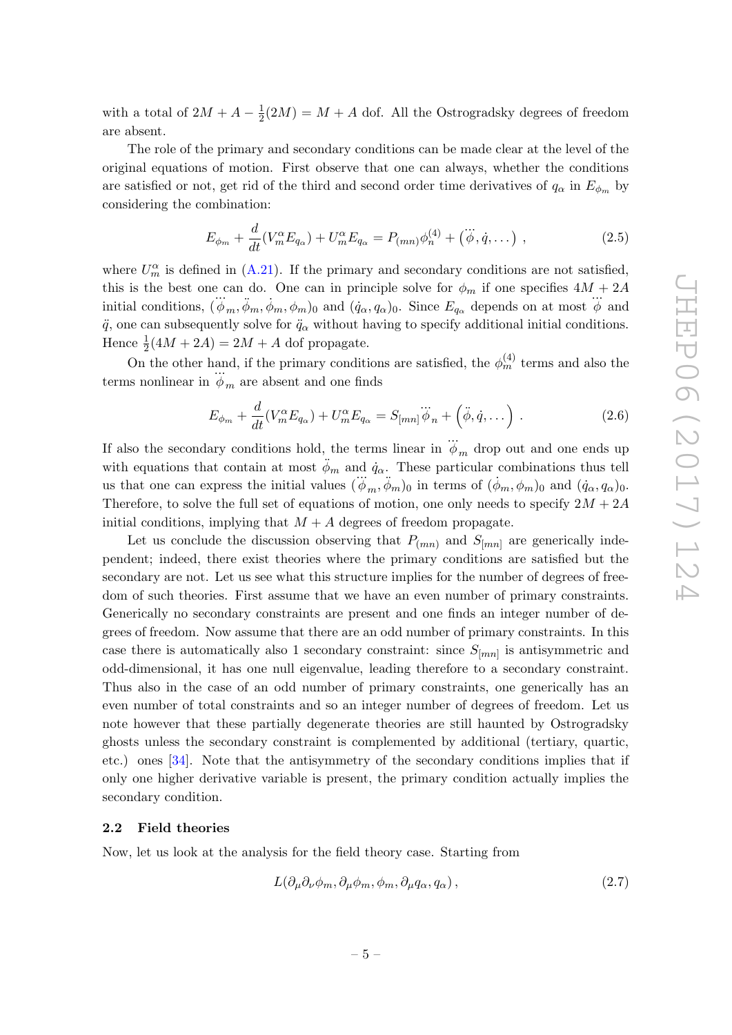with a total of $2M + A - \frac{1}{2}(2M) = M + A$ dof. All the Ostrogradsky degrees of freedom are absent.

The role of the primary and secondary conditions can be made clear at the level of the original equations of motion. First observe that one can always, whether the conditions are satisfied or not, get rid of the third and second order time derivatives of $q_\alpha$ in $E_{\phi_m}$ by considering the combination:

$$E_{\phi_m} + \frac{d}{dt}(V_m^\alpha E_{q_\alpha}) + U_m^\alpha E_{q_\alpha} = P_{(mn)}\phi_n^{(4)} + (\dddot{\phi}, \dot{q}, \dots) \ , \tag{2.5}$$

where $U_m^\alpha$ is defined in (A.21). If the primary and secondary conditions are not satisfied, this is the best one can do. One can in principle solve for $\phi_m$ if one specifies $4M + 2A$ initial conditions, $(\dddot{\phi}_m, \ddot{\phi}_m, \dot{\phi}_m, \phi_m)_0$ and $(\dot{q}_\alpha, q_\alpha)_0$. Since $E_{q_\alpha}$ depends on at most $\dddot{\phi}$ and $\ddot{q}$, one can subsequently solve for $\ddot{q}_\alpha$ without having to specify additional initial conditions. Hence $\frac{1}{2}(4M + 2A) = 2M + A$ dof propagate.

On the other hand, if the primary conditions are satisfied, the $\phi_m^{(4)}$ terms and also the terms nonlinear in $\dddot{\phi}_m$ are absent and one finds

$$E_{\phi_m} + \frac{d}{dt}(V_m^\alpha E_{q_\alpha}) + U_m^\alpha E_{q_\alpha} = S_{[mn]}\dddot{\phi}_n + \left(\ddot{\phi}, \dot{q}, \dots\right) \ . \tag{2.6}$$

If also the secondary conditions hold, the terms linear in $\dddot{\phi}_m$ drop out and one ends up with equations that contain at most $\ddot{\phi}_m$ and $\dot{q}_\alpha$. These particular combinations thus tell us that one can express the initial values $(\dddot{\phi}_m, \ddot{\phi}_m)_0$ in terms of $(\dot{\phi}_m, \phi_m)_0$ and $(\dot{q}_\alpha, q_\alpha)_0$. Therefore, to solve the full set of equations of motion, one only needs to specify $2M + 2A$ initial conditions, implying that $M + A$ degrees of freedom propagate.

Let us conclude the discussion observing that $P_{(mn)}$ and $S_{[mn]}$ are generically independent; indeed, there exist theories where the primary conditions are satisfied but the secondary are not. Let us see what this structure implies for the number of degrees of freedom of such theories. First assume that we have an even number of primary constraints. Generically no secondary constraints are present and one finds an integer number of degrees of freedom. Now assume that there are an odd number of primary constraints. In this case there is automatically also 1 secondary constraint: since $S_{[mn]}$ is antisymmetric and odd-dimensional, it has one null eigenvalue, leading therefore to a secondary constraint. Thus also in the case of an odd number of primary constraints, one generically has an even number of total constraints and so an integer number of degrees of freedom. Let us note however that these partially degenerate theories are still haunted by Ostrogradsky ghosts unless the secondary constraint is complemented by additional (tertiary, quartic, etc.) ones [34]. Note that the antisymmetry of the secondary conditions implies that if only one higher derivative variable is present, the primary condition actually implies the secondary condition.

### 2.2 Field theories

Now, let us look at the analysis for the field theory case. Starting from

$$L(\partial_\mu\partial_\nu\phi_m, \partial_\mu\phi_m, \phi_m, \partial_\mu q_\alpha, q_\alpha) \, , \tag{2.7}$$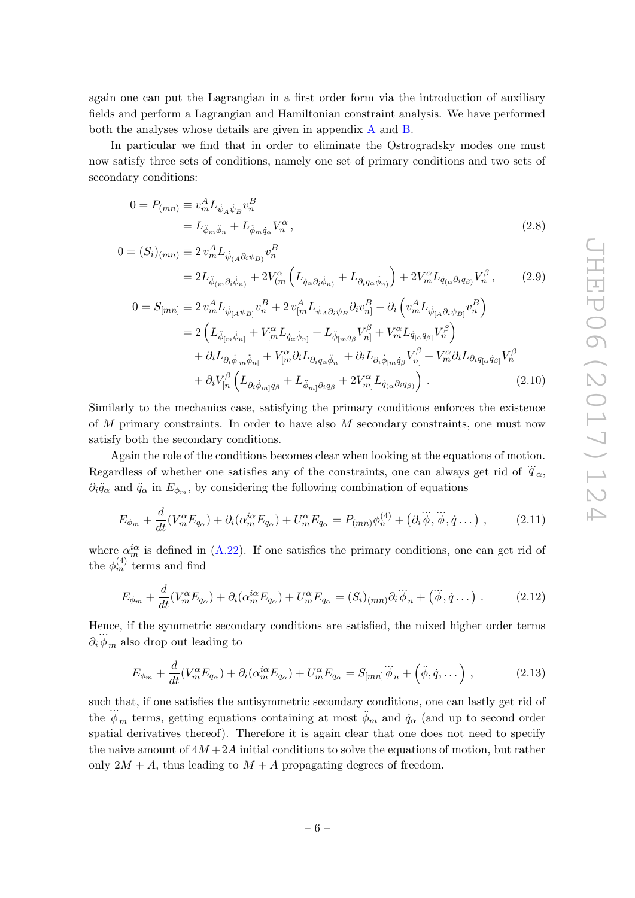again one can put the Lagrangian in a first order form via the introduction of auxiliary fields and perform a Lagrangian and Hamiltonian constraint analysis. We have performed both the analyses whose details are given in appendix A and B.

In particular we find that in order to eliminate the Ostrogradsky modes one must now satisfy three sets of conditions, namely one set of primary conditions and two sets of secondary conditions:

$$
\begin{aligned}
0 = P_{(mn)} &\equiv v_m^A L_{\dot\psi_A \dot\psi_B} v_n^B \\
&= L_{\ddot\phi_m \ddot\phi_n} + L_{\ddot\phi_m \dot q_\alpha} V_n^\alpha\,, \qquad\qquad (2.8)
\end{aligned}
$$

$$
\begin{aligned}
0 = (S_i)_{(mn)} &\equiv 2\, v_m^A L_{\dot\psi_{(A}\partial_i \psi_{B)}} v_n^B \\
&= 2L_{\ddot\phi_{(m}\partial_i\dot\phi_{n)}} + 2V^\alpha_{(m}\left(L_{\dot q_\alpha \partial_i \dot\phi_{n)}} + L_{\partial_i q_\alpha \ddot\phi_{n)}}\right) + 2V_m^\alpha L_{\dot q_{(\alpha}\partial_i q_{\beta)}} V_n^\beta\,, \qquad (2.9)
\end{aligned}
$$

$$
\begin{aligned}
0 = S_{[mn]} &\equiv 2\, v_m^A L_{\dot\psi_{[A}\psi_{B]}} v_n^B + 2\, v_{[m}^A L_{\dot\psi_A \partial_i \psi_B} \partial_i v_{n]}^B - \partial_i\left(v_m^A L_{\dot\psi_{[A}\partial_i\psi_{B]}} v_n^B\right) \\
&= 2\left(L_{\ddot\phi_{[m}\dot\phi_{n]}} + V^\alpha_{[m} L_{\dot q_\alpha \dot\phi_{n]}} + L_{\ddot\phi_{[m} q_\beta} V_{n]}^\beta + V_m^\alpha L_{\dot q_{[\alpha} q_{\beta]}} V_n^\beta\right) \\
&\quad + \partial_i L_{\partial_i\dot\phi_{[m}\ddot\phi_{n]}} + V^\alpha_{[m}\partial_i L_{\partial_i q_\alpha \ddot\phi_{n]}} + \partial_i L_{\partial_i \dot\phi_{[m}\dot q_\beta} V^\beta_{n]} + V_m^\alpha \partial_i L_{\partial_i q_{[\alpha}\dot q_{\beta]}} V_n^\beta \\
&\quad + \partial_i V^\beta_{[n}\left(L_{\partial_i\dot\phi_{m]}\dot q_\beta} + L_{\ddot\phi_{m]}\partial_i q_\beta} + 2V^\alpha_{m]} L_{\dot q_{(\alpha}\partial_i q_{\beta)}}\right)\,. \qquad (2.10)
\end{aligned}
$$

Similarly to the mechanics case, satisfying the primary conditions enforces the existence of $M$ primary constraints. In order to have also $M$ secondary constraints, one must now satisfy both the secondary conditions.

Again the role of the conditions becomes clear when looking at the equations of motion. Regardless of whether one satisfies any of the constraints, one can always get rid of $\dddot q_\alpha$, $\partial_i \ddot q_\alpha$ and $\ddot q_\alpha$ in $E_{\phi_m}$, by considering the following combination of equations

$$
E_{\phi_m} + \frac{d}{dt}(V_m^\alpha E_{q_\alpha}) + \partial_i(\alpha_m^{i\alpha} E_{q_\alpha}) + U_m^\alpha E_{q_\alpha} = P_{(mn)}\phi_n^{(4)} + \left(\partial_i \dddot\phi, \dddot\phi, \dot q \ldots\right)\,, \qquad (2.11)
$$

where $\alpha_m^{i\alpha}$ is defined in (A.22). If one satisfies the primary conditions, one can get rid of the $\phi_m^{(4)}$ terms and find

$$
E_{\phi_m} + \frac{d}{dt}(V_m^\alpha E_{q_\alpha}) + \partial_i(\alpha_m^{i\alpha} E_{q_\alpha}) + U_m^\alpha E_{q_\alpha} = (S_i)_{(mn)}\partial_i \dddot\phi_n + \left(\dddot\phi, \dot q \ldots\right)\,. \qquad (2.12)
$$

Hence, if the symmetric secondary conditions are satisfied, the mixed higher order terms $\partial_i \dddot\phi_m$ also drop out leading to

$$
E_{\phi_m} + \frac{d}{dt}(V_m^\alpha E_{q_\alpha}) + \partial_i(\alpha_m^{i\alpha} E_{q_\alpha}) + U_m^\alpha E_{q_\alpha} = S_{[mn]}\dddot\phi_n + \left(\ddot\phi, \dot q, \ldots\right)\,, \qquad (2.13)
$$

such that, if one satisfies the antisymmetric secondary conditions, one can lastly get rid of the $\dddot\phi_m$ terms, getting equations containing at most $\ddot\phi_m$ and $\dot q_\alpha$ (and up to second order spatial derivatives thereof). Therefore it is again clear that one does not need to specify the naive amount of $4M+2A$ initial conditions to solve the equations of motion, but rather only $2M + A$, thus leading to $M + A$ propagating degrees of freedom.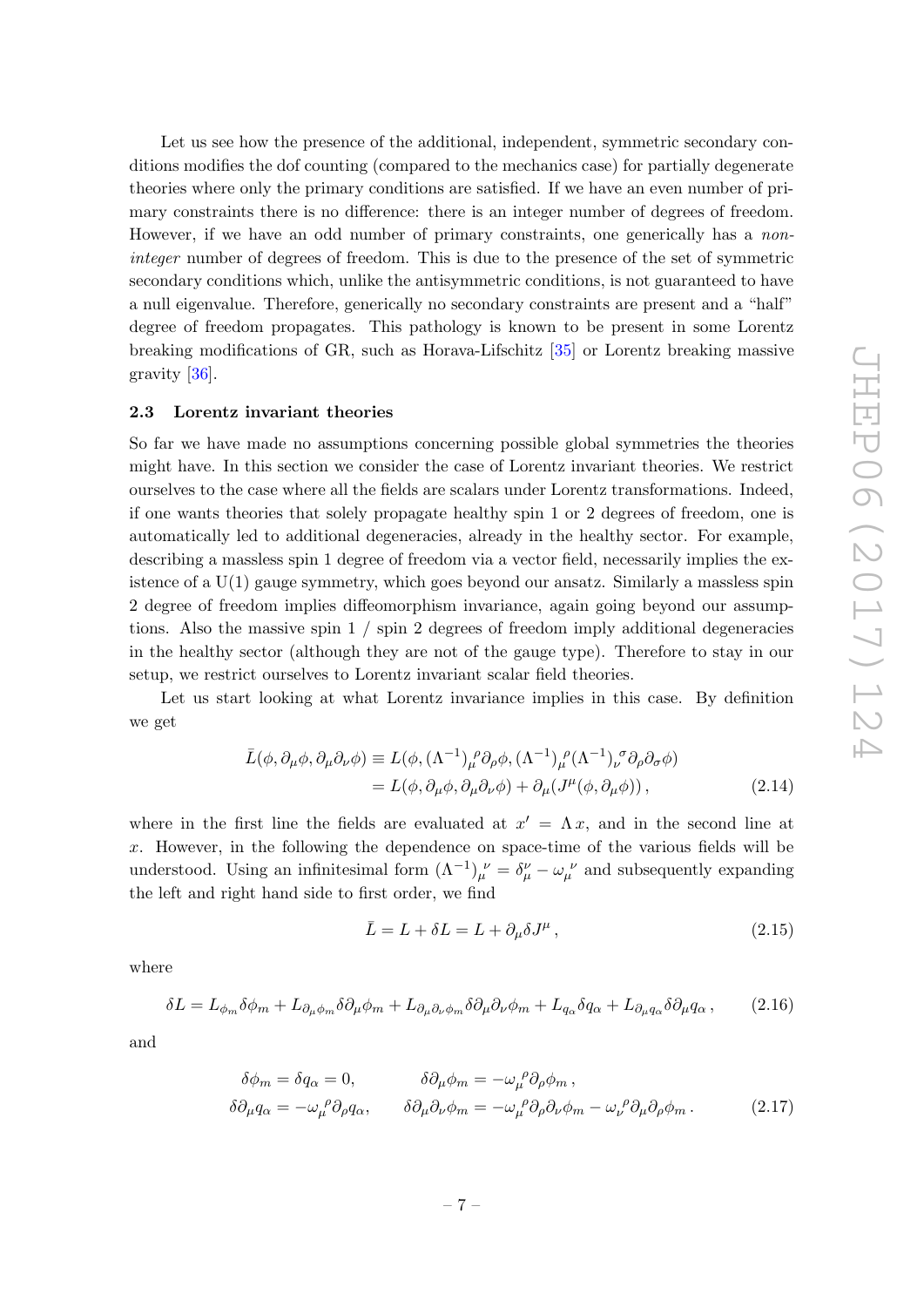Let us see how the presence of the additional, independent, symmetric secondary conditions modifies the dof counting (compared to the mechanics case) for partially degenerate theories where only the primary conditions are satisfied. If we have an even number of primary constraints there is no difference: there is an integer number of degrees of freedom. However, if we have an odd number of primary constraints, one generically has a *non-integer* number of degrees of freedom. This is due to the presence of the set of symmetric secondary conditions which, unlike the antisymmetric conditions, is not guaranteed to have a null eigenvalue. Therefore, generically no secondary constraints are present and a "half" degree of freedom propagates. This pathology is known to be present in some Lorentz breaking modifications of GR, such as Horava-Lifschitz [35] or Lorentz breaking massive gravity [36].

### 2.3 Lorentz invariant theories

So far we have made no assumptions concerning possible global symmetries the theories might have. In this section we consider the case of Lorentz invariant theories. We restrict ourselves to the case where all the fields are scalars under Lorentz transformations. Indeed, if one wants theories that solely propagate healthy spin 1 or 2 degrees of freedom, one is automatically led to additional degeneracies, already in the healthy sector. For example, describing a massless spin 1 degree of freedom via a vector field, necessarily implies the existence of a U(1) gauge symmetry, which goes beyond our ansatz. Similarly a massless spin 2 degree of freedom implies diffeomorphism invariance, again going beyond our assumptions. Also the massive spin 1 / spin 2 degrees of freedom imply additional degeneracies in the healthy sector (although they are not of the gauge type). Therefore to stay in our setup, we restrict ourselves to Lorentz invariant scalar field theories.

Let us start looking at what Lorentz invariance implies in this case. By definition we get

$$
\begin{aligned}
\bar{L}(\phi, \partial_\mu\phi, \partial_\mu\partial_\nu\phi) &\equiv L(\phi, (\Lambda^{-1})_\mu{}^\rho\partial_\rho\phi, (\Lambda^{-1})_\mu{}^\rho(\Lambda^{-1})_\nu{}^\sigma\partial_\rho\partial_\sigma\phi) \\
&= L(\phi, \partial_\mu\phi, \partial_\mu\partial_\nu\phi) + \partial_\mu(J^\mu(\phi, \partial_\mu\phi)),
\end{aligned} \tag{2.14}
$$

where in the first line the fields are evaluated at $x' = \Lambda x$, and in the second line at $x$. However, in the following the dependence on space-time of the various fields will be understood. Using an infinitesimal form $(\Lambda^{-1})_\mu{}^\nu = \delta_\mu^\nu - \omega_\mu{}^\nu$ and subsequently expanding the left and right hand side to first order, we find

$$
\bar{L} = L + \delta L = L + \partial_\mu\delta J^\mu, \tag{2.15}
$$

where

$$
\delta L = L_{\phi_m}\delta\phi_m + L_{\partial_\mu\phi_m}\delta\partial_\mu\phi_m + L_{\partial_\mu\partial_\nu\phi_m}\delta\partial_\mu\partial_\nu\phi_m + L_{q_\alpha}\delta q_\alpha + L_{\partial_\mu q_\alpha}\delta\partial_\mu q_\alpha, \tag{2.16}
$$

and

$$
\begin{aligned}
\delta\phi_m = \delta q_\alpha = 0, \qquad & \delta\partial_\mu\phi_m = -\omega_\mu{}^\rho\partial_\rho\phi_m, \\
\delta\partial_\mu q_\alpha = -\omega_\mu{}^\rho\partial_\rho q_\alpha, \qquad & \delta\partial_\mu\partial_\nu\phi_m = -\omega_\mu{}^\rho\partial_\rho\partial_\nu\phi_m - \omega_\nu{}^\rho\partial_\mu\partial_\rho\phi_m.
\end{aligned} \tag{2.17}
$$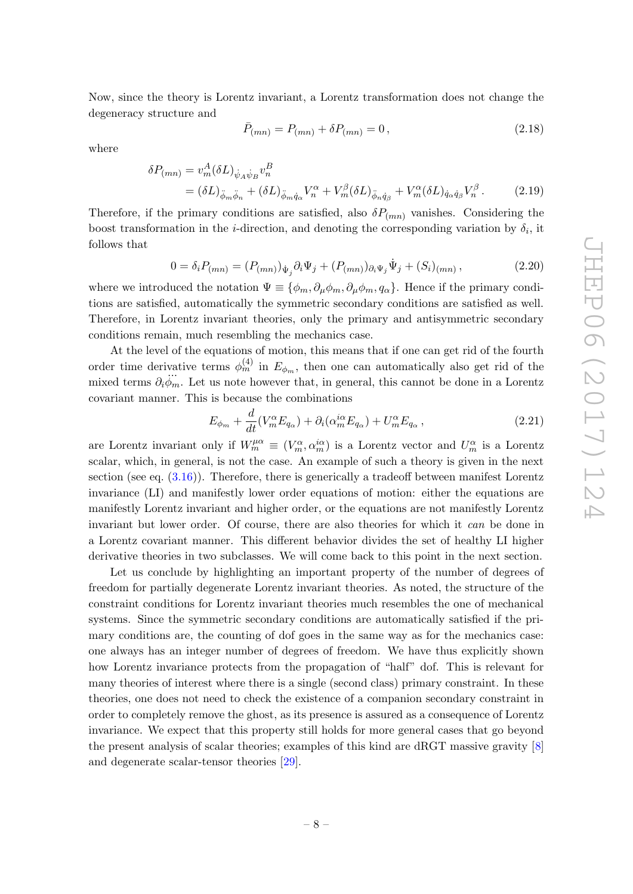Now, since the theory is Lorentz invariant, a Lorentz transformation does not change the degeneracy structure and

$$\bar{P}_{(mn)} = P_{(mn)} + \delta P_{(mn)} = 0\,, \tag{2.18}$$

where

$$\begin{aligned}\delta P_{(mn)} &= v_m^A (\delta L)_{\dot{\psi}_A \dot{\psi}_B} v_n^B \\ &= (\delta L)_{\ddot{\phi}_m \ddot{\phi}_n} + (\delta L)_{\ddot{\phi}_m \dot{q}_\alpha} V_n^\alpha + V_m^\beta (\delta L)_{\ddot{\phi}_n \dot{q}_\beta} + V_m^\alpha (\delta L)_{\dot{q}_\alpha \dot{q}_\beta} V_n^\beta\,. \end{aligned} \tag{2.19}$$

Therefore, if the primary conditions are satisfied, also $\delta P_{(mn)}$ vanishes. Considering the boost transformation in the $i$-direction, and denoting the corresponding variation by $\delta_i$, it follows that

$$0 = \delta_i P_{(mn)} = (P_{(mn)})_{\dot{\Psi}_j} \partial_i \Psi_j + (P_{(mn)})_{\partial_i \Psi_j} \dot{\Psi}_j + (S_i)_{(mn)}\,, \tag{2.20}$$

where we introduced the notation $\Psi \equiv \{\phi_m, \partial_\mu \phi_m, \partial_\mu \phi_m, q_\alpha\}$. Hence if the primary conditions are satisfied, automatically the symmetric secondary conditions are satisfied as well. Therefore, in Lorentz invariant theories, only the primary and antisymmetric secondary conditions remain, much resembling the mechanics case.

At the level of the equations of motion, this means that if one can get rid of the fourth order time derivative terms $\phi_m^{(4)}$ in $E_{\phi_m}$, then one can automatically also get rid of the mixed terms $\partial_i \dddot{\phi}_m$. Let us note however that, in general, this cannot be done in a Lorentz covariant manner. This is because the combinations

$$E_{\phi_m} + \frac{d}{dt}(V_m^\alpha E_{q_\alpha}) + \partial_i(\alpha_m^{i\alpha} E_{q_\alpha}) + U_m^\alpha E_{q_\alpha}\,, \tag{2.21}$$

are Lorentz invariant only if $W_m^{\mu\alpha} \equiv (V_m^\alpha, \alpha_m^{i\alpha})$ is a Lorentz vector and $U_m^\alpha$ is a Lorentz scalar, which, in general, is not the case. An example of such a theory is given in the next section (see eq. (3.16)). Therefore, there is generically a tradeoff between manifest Lorentz invariance (LI) and manifestly lower order equations of motion: either the equations are manifestly Lorentz invariant and higher order, or the equations are not manifestly Lorentz invariant but lower order. Of course, there are also theories for which it *can* be done in a Lorentz covariant manner. This different behavior divides the set of healthy LI higher derivative theories in two subclasses. We will come back to this point in the next section.

Let us conclude by highlighting an important property of the number of degrees of freedom for partially degenerate Lorentz invariant theories. As noted, the structure of the constraint conditions for Lorentz invariant theories much resembles the one of mechanical systems. Since the symmetric secondary conditions are automatically satisfied if the primary conditions are, the counting of dof goes in the same way as for the mechanics case: one always has an integer number of degrees of freedom. We have thus explicitly shown how Lorentz invariance protects from the propagation of "half" dof. This is relevant for many theories of interest where there is a single (second class) primary constraint. In these theories, one does not need to check the existence of a companion secondary constraint in order to completely remove the ghost, as its presence is assured as a consequence of Lorentz invariance. We expect that this property still holds for more general cases that go beyond the present analysis of scalar theories; examples of this kind are dRGT massive gravity [8] and degenerate scalar-tensor theories [29].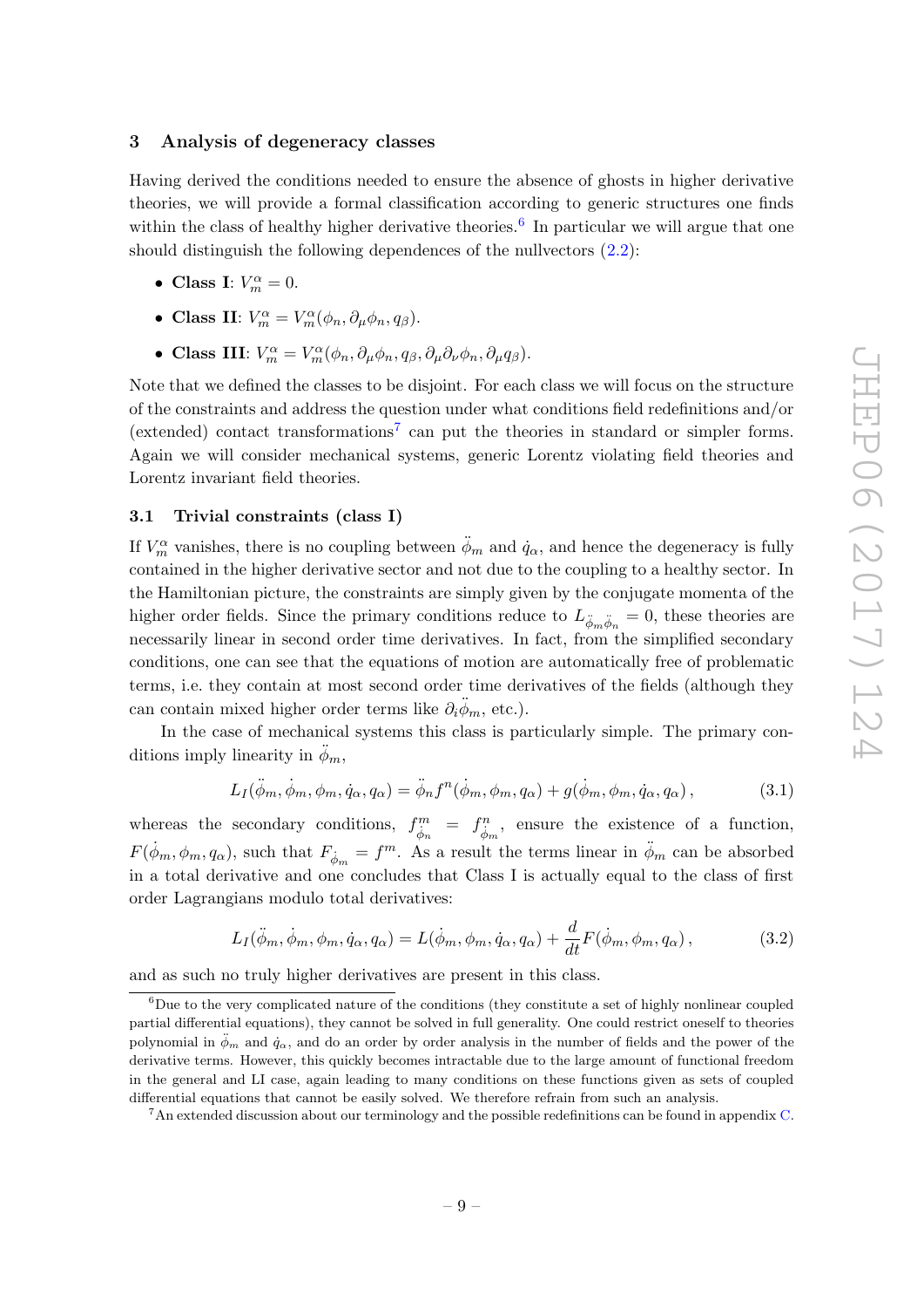## 3 Analysis of degeneracy classes

Having derived the conditions needed to ensure the absence of ghosts in higher derivative theories, we will provide a formal classification according to generic structures one finds within the class of healthy higher derivative theories.[6] In particular we will argue that one should distinguish the following dependences of the nullvectors (2.2):

- **Class I**: $V^\alpha_m = 0$.
- **Class II**: $V^\alpha_m = V^\alpha_m(\phi_n, \partial_\mu\phi_n, q_\beta)$.
- **Class III**: $V^\alpha_m = V^\alpha_m(\phi_n, \partial_\mu\phi_n, q_\beta, \partial_\mu\partial_\nu\phi_n, \partial_\mu q_\beta)$.

Note that we defined the classes to be disjoint. For each class we will focus on the structure of the constraints and address the question under what conditions field redefinitions and/or (extended) contact transformations[7] can put the theories in standard or simpler forms. Again we will consider mechanical systems, generic Lorentz violating field theories and Lorentz invariant field theories.

### 3.1 Trivial constraints (class I)

If $V^\alpha_m$ vanishes, there is no coupling between $\ddot{\phi}_m$ and $\dot{q}_\alpha$, and hence the degeneracy is fully contained in the higher derivative sector and not due to the coupling to a healthy sector. In the Hamiltonian picture, the constraints are simply given by the conjugate momenta of the higher order fields. Since the primary conditions reduce to $L_{\ddot{\phi}_m\ddot{\phi}_n} = 0$, these theories are necessarily linear in second order time derivatives. In fact, from the simplified secondary conditions, one can see that the equations of motion are automatically free of problematic terms, i.e. they contain at most second order time derivatives of the fields (although they can contain mixed higher order terms like $\partial_i\ddot{\phi}_m$, etc.).

In the case of mechanical systems this class is particularly simple. The primary conditions imply linearity in $\ddot{\phi}_m$,

$$L_I(\ddot{\phi}_m, \dot{\phi}_m, \phi_m, \dot{q}_\alpha, q_\alpha) = \ddot{\phi}_n f^n(\dot{\phi}_m, \phi_m, q_\alpha) + g(\dot{\phi}_m, \phi_m, \dot{q}_\alpha, q_\alpha)\,, \tag{3.1}$$

whereas the secondary conditions, $f^m_{\dot{\phi}_n} = f^n_{\dot{\phi}_m}$, ensure the existence of a function, $F(\dot{\phi}_m, \phi_m, q_\alpha)$, such that $F_{\dot{\phi}_m} = f^m$. As a result the terms linear in $\ddot{\phi}_m$ can be absorbed in a total derivative and one concludes that Class I is actually equal to the class of first order Lagrangians modulo total derivatives:

$$L_I(\ddot{\phi}_m, \dot{\phi}_m, \phi_m, \dot{q}_\alpha, q_\alpha) = L(\dot{\phi}_m, \phi_m, \dot{q}_\alpha, q_\alpha) + \frac{d}{dt}F(\dot{\phi}_m, \phi_m, q_\alpha)\,, \tag{3.2}$$

and as such no truly higher derivatives are present in this class.

---

[6] Due to the very complicated nature of the conditions (they constitute a set of highly nonlinear coupled partial differential equations), they cannot be solved in full generality. One could restrict oneself to theories polynomial in $\ddot{\phi}_m$ and $\dot{q}_\alpha$, and do an order by order analysis in the number of fields and the power of the derivative terms. However, this quickly becomes intractable due to the large amount of functional freedom in the general and LI case, again leading to many conditions on these functions given as sets of coupled differential equations that cannot be easily solved. We therefore refrain from such an analysis.

[7] An extended discussion about our terminology and the possible redefinitions can be found in appendix C.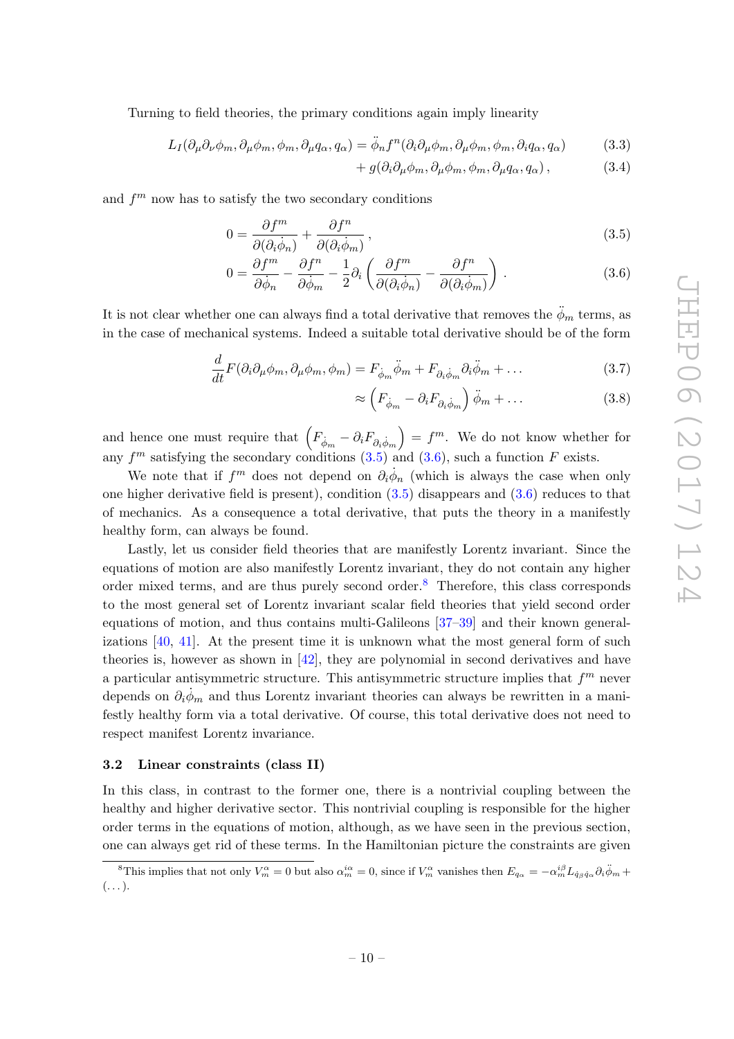Turning to field theories, the primary conditions again imply linearity

$$
\begin{aligned}
L_I(\partial_\mu\partial_\nu\phi_m, \partial_\mu\phi_m, \phi_m, \partial_\mu q_\alpha, q_\alpha) &= \ddot{\phi}_n f^n(\partial_i\partial_\mu\phi_m, \partial_\mu\phi_m, \phi_m, \partial_i q_\alpha, q_\alpha) &(3.3)\\
&\quad + g(\partial_i\partial_\mu\phi_m, \partial_\mu\phi_m, \phi_m, \partial_\mu q_\alpha, q_\alpha)\,, &(3.4)
\end{aligned}
$$

and $f^m$ now has to satisfy the two secondary conditions

$$
0 = \frac{\partial f^m}{\partial(\partial_i\dot{\phi}_n)} + \frac{\partial f^n}{\partial(\partial_i\dot{\phi}_m)}\,, \tag{3.5}
$$

$$
0 = \frac{\partial f^m}{\partial\dot{\phi}_n} - \frac{\partial f^n}{\partial\dot{\phi}_m} - \frac{1}{2}\partial_i\left(\frac{\partial f^m}{\partial(\partial_i\dot{\phi}_n)} - \frac{\partial f^n}{\partial(\partial_i\dot{\phi}_m)}\right)\,. \tag{3.6}
$$

It is not clear whether one can always find a total derivative that removes the $\ddot{\phi}_m$ terms, as in the case of mechanical systems. Indeed a suitable total derivative should be of the form

$$
\begin{aligned}
\frac{d}{dt}F(\partial_i\partial_\mu\phi_m, \partial_\mu\phi_m, \phi_m) &= F_{\dot{\phi}_m}\ddot{\phi}_m + F_{\partial_i\dot{\phi}_m}\partial_i\ddot{\phi}_m + \ldots &(3.7)\\
&\approx \left(F_{\dot{\phi}_m} - \partial_i F_{\partial_i\dot{\phi}_m}\right)\ddot{\phi}_m + \ldots &(3.8)
\end{aligned}
$$

and hence one must require that $\left(F_{\dot{\phi}_m} - \partial_i F_{\partial_i\dot{\phi}_m}\right) = f^m$. We do not know whether for any $f^m$ satisfying the secondary conditions (3.5) and (3.6), such a function $F$ exists.

We note that if $f^m$ does not depend on $\partial_i\dot{\phi}_n$ (which is always the case when only one higher derivative field is present), condition (3.5) disappears and (3.6) reduces to that of mechanics. As a consequence a total derivative, that puts the theory in a manifestly healthy form, can always be found.

Lastly, let us consider field theories that are manifestly Lorentz invariant. Since the equations of motion are also manifestly Lorentz invariant, they do not contain any higher order mixed terms, and are thus purely second order.[8] Therefore, this class corresponds to the most general set of Lorentz invariant scalar field theories that yield second order equations of motion, and thus contains multi-Galileons [37–39] and their known generalizations [40, 41]. At the present time it is unknown what the most general form of such theories is, however as shown in [42], they are polynomial in second derivatives and have a particular antisymmetric structure. This antisymmetric structure implies that $f^m$ never depends on $\partial_i\dot{\phi}_m$ and thus Lorentz invariant theories can always be rewritten in a manifestly healthy form via a total derivative. Of course, this total derivative does not need to respect manifest Lorentz invariance.

### 3.2 Linear constraints (class II)

In this class, in contrast to the former one, there is a nontrivial coupling between the healthy and higher derivative sector. This nontrivial coupling is responsible for the higher order terms in the equations of motion, although, as we have seen in the previous section, one can always get rid of these terms. In the Hamiltonian picture the constraints are given

[8] This implies that not only $V^\alpha_m = 0$ but also $\alpha^{i\alpha}_m = 0$, since if $V^\alpha_m$ vanishes then $E_{q_\alpha} = -\alpha^{i\beta}_m L_{\dot{q}_\beta\dot{q}_\alpha}\partial_i\ddot{\phi}_m + (\ldots)$.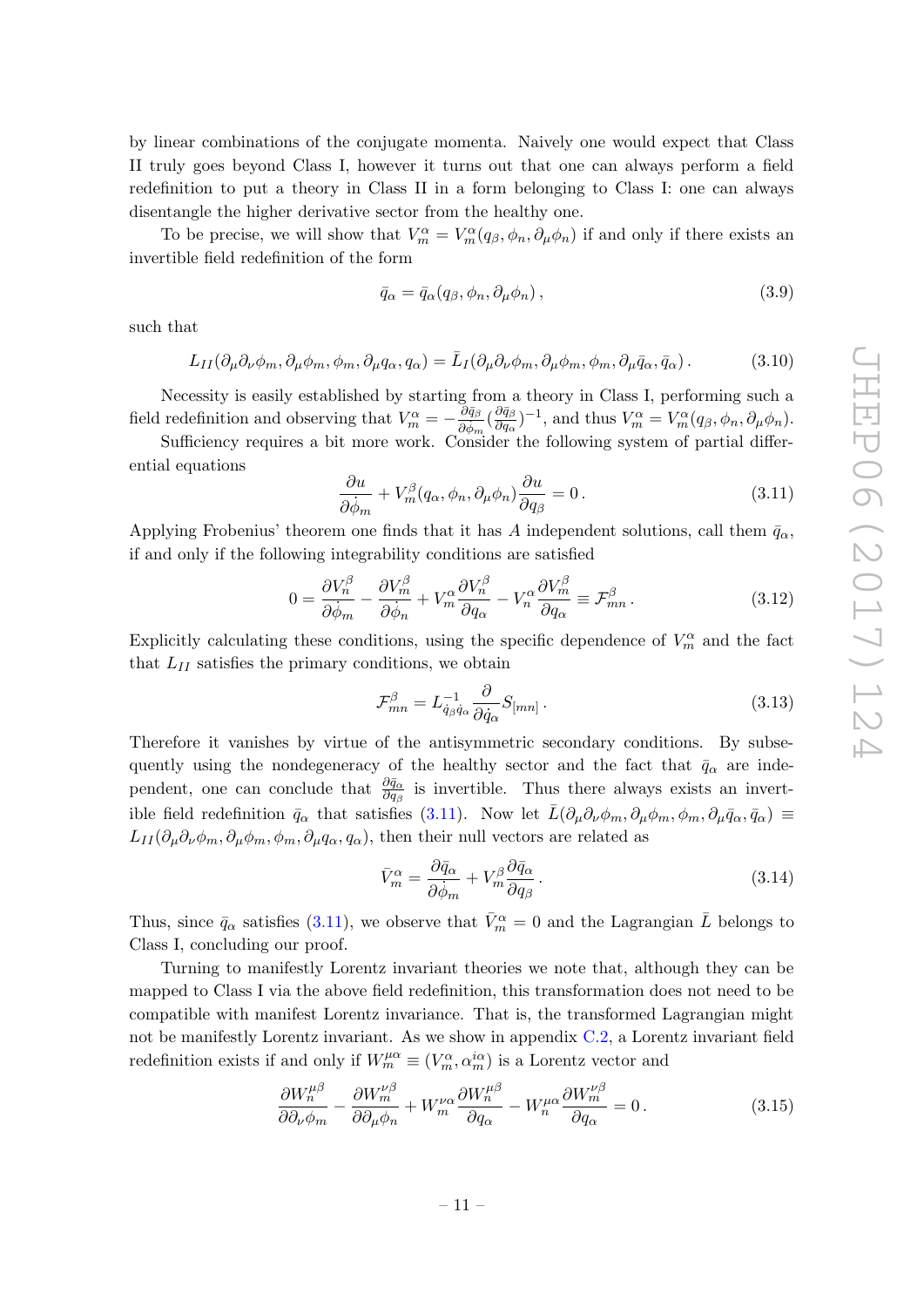by linear combinations of the conjugate momenta. Naively one would expect that Class II truly goes beyond Class I, however it turns out that one can always perform a field redefinition to put a theory in Class II in a form belonging to Class I: one can always disentangle the higher derivative sector from the healthy one.

To be precise, we will show that $V_m^\alpha = V_m^\alpha(q_\beta, \phi_n, \partial_\mu \phi_n)$ if and only if there exists an invertible field redefinition of the form

$$\bar{q}_\alpha = \bar{q}_\alpha(q_\beta, \phi_n, \partial_\mu \phi_n)\,, \tag{3.9}$$

such that

$$L_{II}(\partial_\mu \partial_\nu \phi_m, \partial_\mu \phi_m, \phi_m, \partial_\mu q_\alpha, q_\alpha) = \bar{L}_I(\partial_\mu \partial_\nu \phi_m, \partial_\mu \phi_m, \phi_m, \partial_\mu \bar{q}_\alpha, \bar{q}_\alpha)\,. \tag{3.10}$$

Necessity is easily established by starting from a theory in Class I, performing such a field redefinition and observing that $V_m^\alpha = -\frac{\partial \bar{q}_\beta}{\partial \dot{\phi}_m}(\frac{\partial \bar{q}_\beta}{\partial q_\alpha})^{-1}$, and thus $V_m^\alpha = V_m^\alpha(q_\beta, \phi_n, \partial_\mu \phi_n)$.

Sufficiency requires a bit more work. Consider the following system of partial differential equations

$$\frac{\partial u}{\partial \dot{\phi}_m} + V_m^\beta(q_\alpha, \phi_n, \partial_\mu \phi_n) \frac{\partial u}{\partial q_\beta} = 0\,. \tag{3.11}$$

Applying Frobenius' theorem one finds that it has $A$ independent solutions, call them $\bar{q}_\alpha$, if and only if the following integrability conditions are satisfied

$$0 = \frac{\partial V_n^\beta}{\partial \dot{\phi}_m} - \frac{\partial V_m^\beta}{\partial \dot{\phi}_n} + V_m^\alpha \frac{\partial V_n^\beta}{\partial q_\alpha} - V_n^\alpha \frac{\partial V_m^\beta}{\partial q_\alpha} \equiv \mathcal{F}_{mn}^\beta\,. \tag{3.12}$$

Explicitly calculating these conditions, using the specific dependence of $V_m^\alpha$ and the fact that $L_{II}$ satisfies the primary conditions, we obtain

$$\mathcal{F}_{mn}^\beta = L^{-1}_{\dot{q}_\beta \dot{q}_\alpha} \frac{\partial}{\partial \dot{q}_\alpha} S_{[mn]}\,. \tag{3.13}$$

Therefore it vanishes by virtue of the antisymmetric secondary conditions. By subsequently using the nondegeneracy of the healthy sector and the fact that $\bar{q}_\alpha$ are independent, one can conclude that $\frac{\partial \bar{q}_\alpha}{\partial q_\beta}$ is invertible. Thus there always exists an invertible field redefinition $\bar{q}_\alpha$ that satisfies (3.11). Now let $\bar{L}(\partial_\mu \partial_\nu \phi_m, \partial_\mu \phi_m, \phi_m, \partial_\mu \bar{q}_\alpha, \bar{q}_\alpha) \equiv L_{II}(\partial_\mu \partial_\nu \phi_m, \partial_\mu \phi_m, \phi_m, \partial_\mu q_\alpha, q_\alpha)$, then their null vectors are related as

$$\bar{V}_m^\alpha = \frac{\partial \bar{q}_\alpha}{\partial \dot{\phi}_m} + V_m^\beta \frac{\partial \bar{q}_\alpha}{\partial q_\beta}\,. \tag{3.14}$$

Thus, since $\bar{q}_\alpha$ satisfies (3.11), we observe that $\bar{V}_m^\alpha = 0$ and the Lagrangian $\bar{L}$ belongs to Class I, concluding our proof.

Turning to manifestly Lorentz invariant theories we note that, although they can be mapped to Class I via the above field redefinition, this transformation does not need to be compatible with manifest Lorentz invariance. That is, the transformed Lagrangian might not be manifestly Lorentz invariant. As we show in appendix C.2, a Lorentz invariant field redefinition exists if and only if $W_m^{\mu\alpha} \equiv (V_m^\alpha, \alpha_m^{i\alpha})$ is a Lorentz vector and

$$\frac{\partial W_n^{\mu\beta}}{\partial \partial_\nu \phi_m} - \frac{\partial W_m^{\nu\beta}}{\partial \partial_\mu \phi_n} + W_m^{\nu\alpha} \frac{\partial W_n^{\mu\beta}}{\partial q_\alpha} - W_n^{\mu\alpha} \frac{\partial W_m^{\nu\beta}}{\partial q_\alpha} = 0\,. \tag{3.15}$$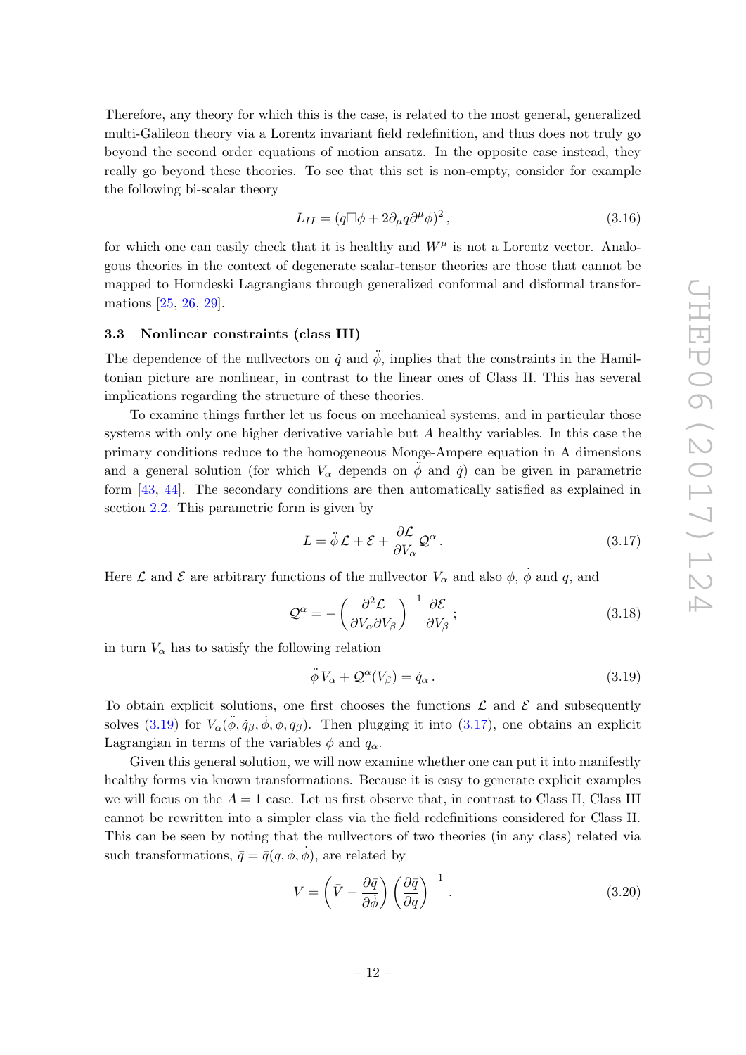Therefore, any theory for which this is the case, is related to the most general, generalized multi-Galileon theory via a Lorentz invariant field redefinition, and thus does not truly go beyond the second order equations of motion ansatz. In the opposite case instead, they really go beyond these theories. To see that this set is non-empty, consider for example the following bi-scalar theory

$$L_{II} = (q\Box\phi + 2\partial_\mu q \partial^\mu \phi)^2 \,, \tag{3.16}$$

for which one can easily check that it is healthy and $W^\mu$ is not a Lorentz vector. Analogous theories in the context of degenerate scalar-tensor theories are those that cannot be mapped to Horndeski Lagrangians through generalized conformal and disformal transformations [25, 26, 29].

### 3.3 Nonlinear constraints (class III)

The dependence of the nullvectors on $\dot{q}$ and $\ddot{\phi}$, implies that the constraints in the Hamiltonian picture are nonlinear, in contrast to the linear ones of Class II. This has several implications regarding the structure of these theories.

To examine things further let us focus on mechanical systems, and in particular those systems with only one higher derivative variable but $A$ healthy variables. In this case the primary conditions reduce to the homogeneous Monge-Ampere equation in A dimensions and a general solution (for which $V_\alpha$ depends on $\ddot{\phi}$ and $\dot{q}$) can be given in parametric form [43, 44]. The secondary conditions are then automatically satisfied as explained in section 2.2. This parametric form is given by

$$L = \ddot{\phi}\,\mathcal{L} + \mathcal{E} + \frac{\partial \mathcal{L}}{\partial V_\alpha}\mathcal{Q}^\alpha \,. \tag{3.17}$$

Here $\mathcal{L}$ and $\mathcal{E}$ are arbitrary functions of the nullvector $V_\alpha$ and also $\phi$, $\dot{\phi}$ and $q$, and

$$\mathcal{Q}^\alpha = -\left(\frac{\partial^2 \mathcal{L}}{\partial V_\alpha \partial V_\beta}\right)^{-1} \frac{\partial \mathcal{E}}{\partial V_\beta} \,; \tag{3.18}$$

in turn $V_\alpha$ has to satisfy the following relation

$$\ddot{\phi}\, V_\alpha + \mathcal{Q}^\alpha(V_\beta) = \dot{q}_\alpha \,. \tag{3.19}$$

To obtain explicit solutions, one first chooses the functions $\mathcal{L}$ and $\mathcal{E}$ and subsequently solves (3.19) for $V_\alpha(\ddot{\phi}, \dot{q}_\beta, \dot{\phi}, \phi, q_\beta)$. Then plugging it into (3.17), one obtains an explicit Lagrangian in terms of the variables $\phi$ and $q_\alpha$.

Given this general solution, we will now examine whether one can put it into manifestly healthy forms via known transformations. Because it is easy to generate explicit examples we will focus on the $A = 1$ case. Let us first observe that, in contrast to Class II, Class III cannot be rewritten into a simpler class via the field redefinitions considered for Class II. This can be seen by noting that the nullvectors of two theories (in any class) related via such transformations, $\bar{q} = \bar{q}(q, \phi, \dot{\phi})$, are related by

$$V = \left(\bar{V} - \frac{\partial \bar{q}}{\partial \dot{\phi}}\right)\left(\frac{\partial \bar{q}}{\partial q}\right)^{-1} \,. \tag{3.20}$$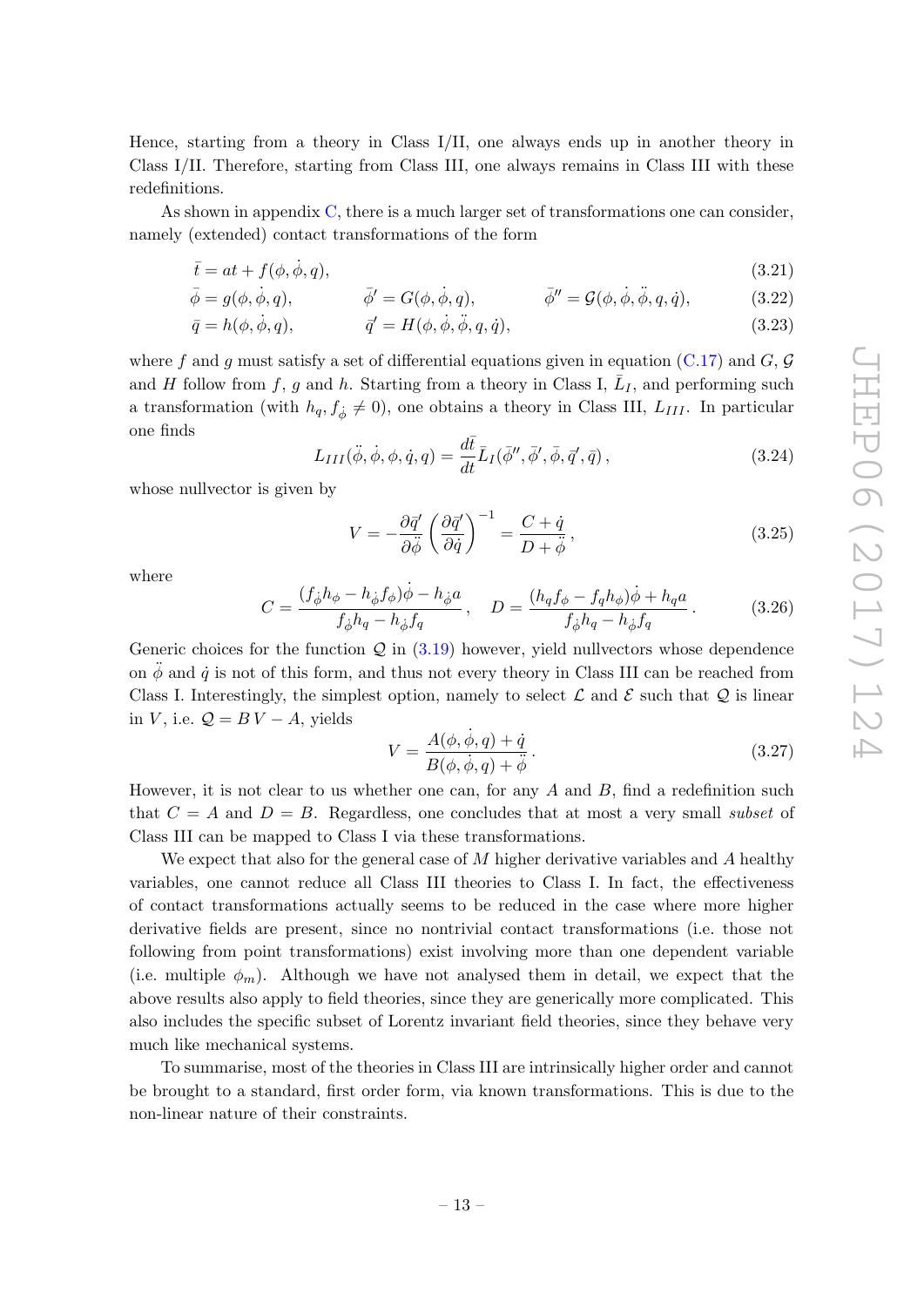Hence, starting from a theory in Class I/II, one always ends up in another theory in Class I/II. Therefore, starting from Class III, one always remains in Class III with these redefinitions.

As shown in appendix C, there is a much larger set of transformations one can consider, namely (extended) contact transformations of the form

$$\bar{t} = at + f(\phi, \dot{\phi}, q), \tag{3.21}$$

$$\bar{\phi} = g(\phi, \dot{\phi}, q), \qquad \bar{\phi}' = G(\phi, \dot{\phi}, q), \qquad \bar{\phi}'' = \mathcal{G}(\phi, \dot{\phi}, \ddot{\phi}, q, \dot{q}), \tag{3.22}$$

$$\bar{q} = h(\phi, \dot{\phi}, q), \qquad \bar{q}' = H(\phi, \dot{\phi}, \ddot{\phi}, q, \dot{q}), \tag{3.23}$$

where $f$ and $g$ must satisfy a set of differential equations given in equation (C.17) and $G$, $\mathcal{G}$ and $H$ follow from $f$, $g$ and $h$. Starting from a theory in Class I, $\bar{L}_I$, and performing such a transformation (with $h_q, f_{\dot{\phi}} \neq 0$), one obtains a theory in Class III, $L_{III}$. In particular one finds

$$L_{III}(\ddot{\phi}, \dot{\phi}, \phi, \dot{q}, q) = \frac{d\bar{t}}{dt} \bar{L}_I(\bar{\phi}'', \bar{\phi}', \bar{\phi}, \bar{q}', \bar{q}) \,, \tag{3.24}$$

whose nullvector is given by

$$V = -\frac{\partial \bar{q}'}{\partial \ddot{\phi}} \left( \frac{\partial \bar{q}'}{\partial \dot{q}} \right)^{-1} = \frac{C + \dot{q}}{D + \ddot{\phi}} \,, \tag{3.25}$$

where

$$C = \frac{(f_{\dot{\phi}} h_\phi - h_{\dot{\phi}} f_\phi)\dot{\phi} - h_{\dot{\phi}} a}{f_{\dot{\phi}} h_q - h_{\dot{\phi}} f_q} \,, \quad D = \frac{(h_q f_\phi - f_q h_\phi)\dot{\phi} + h_q a}{f_{\dot{\phi}} h_q - h_{\dot{\phi}} f_q} \,. \tag{3.26}$$

Generic choices for the function $\mathcal{Q}$ in (3.19) however, yield nullvectors whose dependence on $\ddot{\phi}$ and $\dot{q}$ is not of this form, and thus not every theory in Class III can be reached from Class I. Interestingly, the simplest option, namely to select $\mathcal{L}$ and $\mathcal{E}$ such that $\mathcal{Q}$ is linear in $V$, i.e. $\mathcal{Q} = BV - A$, yields

$$V = \frac{A(\phi, \dot{\phi}, q) + \dot{q}}{B(\phi, \dot{\phi}, q) + \ddot{\phi}} \,. \tag{3.27}$$

However, it is not clear to us whether one can, for any $A$ and $B$, find a redefinition such that $C = A$ and $D = B$. Regardless, one concludes that at most a very small *subset* of Class III can be mapped to Class I via these transformations.

We expect that also for the general case of $M$ higher derivative variables and $A$ healthy variables, one cannot reduce all Class III theories to Class I. In fact, the effectiveness of contact transformations actually seems to be reduced in the case where more higher derivative fields are present, since no nontrivial contact transformations (i.e. those not following from point transformations) exist involving more than one dependent variable (i.e. multiple $\phi_m$). Although we have not analysed them in detail, we expect that the above results also apply to field theories, since they are generically more complicated. This also includes the specific subset of Lorentz invariant field theories, since they behave very much like mechanical systems.

To summarise, most of the theories in Class III are intrinsically higher order and cannot be brought to a standard, first order form, via known transformations. This is due to the non-linear nature of their constraints.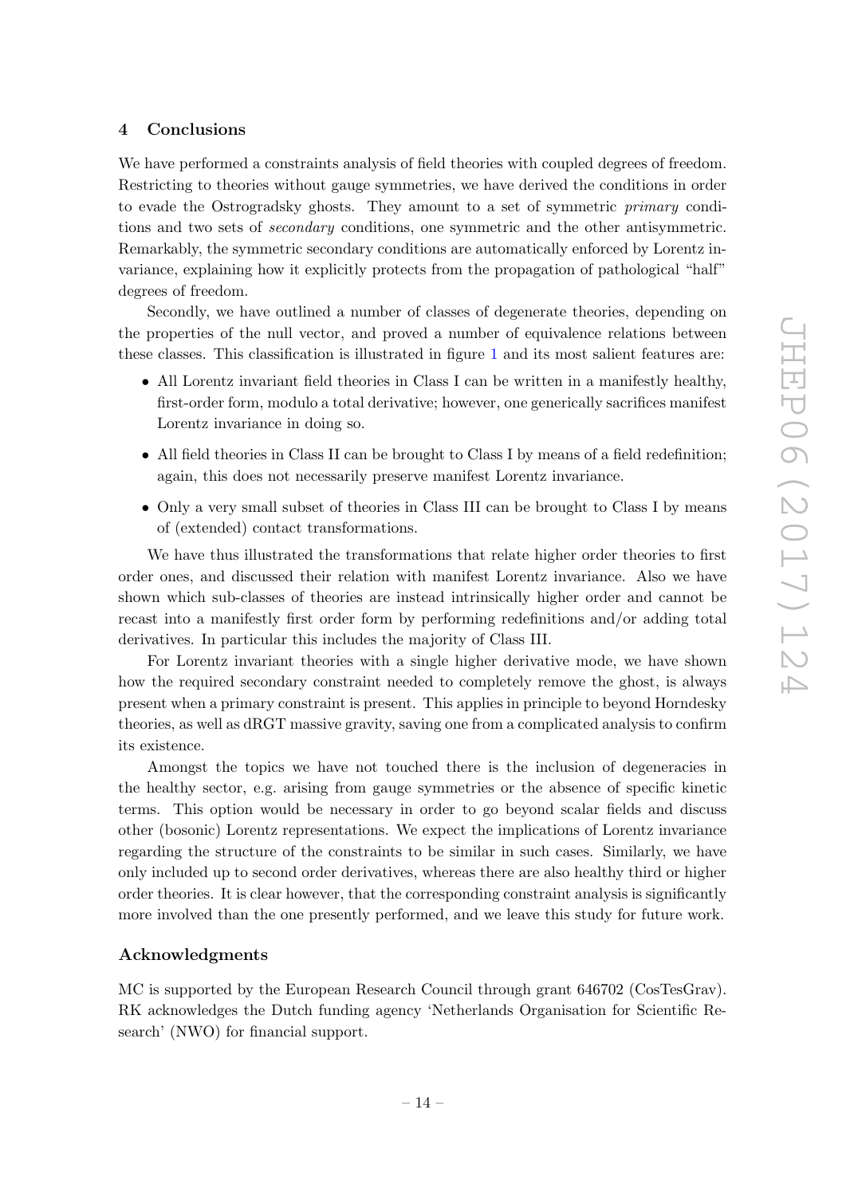## 4 Conclusions

We have performed a constraints analysis of field theories with coupled degrees of freedom. Restricting to theories without gauge symmetries, we have derived the conditions in order to evade the Ostrogradsky ghosts. They amount to a set of symmetric *primary* conditions and two sets of *secondary* conditions, one symmetric and the other antisymmetric. Remarkably, the symmetric secondary conditions are automatically enforced by Lorentz invariance, explaining how it explicitly protects from the propagation of pathological "half" degrees of freedom.

Secondly, we have outlined a number of classes of degenerate theories, depending on the properties of the null vector, and proved a number of equivalence relations between these classes. This classification is illustrated in figure 1 and its most salient features are:

- All Lorentz invariant field theories in Class I can be written in a manifestly healthy, first-order form, modulo a total derivative; however, one generically sacrifices manifest Lorentz invariance in doing so.
- All field theories in Class II can be brought to Class I by means of a field redefinition; again, this does not necessarily preserve manifest Lorentz invariance.
- Only a very small subset of theories in Class III can be brought to Class I by means of (extended) contact transformations.

We have thus illustrated the transformations that relate higher order theories to first order ones, and discussed their relation with manifest Lorentz invariance. Also we have shown which sub-classes of theories are instead intrinsically higher order and cannot be recast into a manifestly first order form by performing redefinitions and/or adding total derivatives. In particular this includes the majority of Class III.

For Lorentz invariant theories with a single higher derivative mode, we have shown how the required secondary constraint needed to completely remove the ghost, is always present when a primary constraint is present. This applies in principle to beyond Horndesky theories, as well as dRGT massive gravity, saving one from a complicated analysis to confirm its existence.

Amongst the topics we have not touched there is the inclusion of degeneracies in the healthy sector, e.g. arising from gauge symmetries or the absence of specific kinetic terms. This option would be necessary in order to go beyond scalar fields and discuss other (bosonic) Lorentz representations. We expect the implications of Lorentz invariance regarding the structure of the constraints to be similar in such cases. Similarly, we have only included up to second order derivatives, whereas there are also healthy third or higher order theories. It is clear however, that the corresponding constraint analysis is significantly more involved than the one presently performed, and we leave this study for future work.

## Acknowledgments

MC is supported by the European Research Council through grant 646702 (CosTesGrav). RK acknowledges the Dutch funding agency 'Netherlands Organisation for Scientific Research' (NWO) for financial support.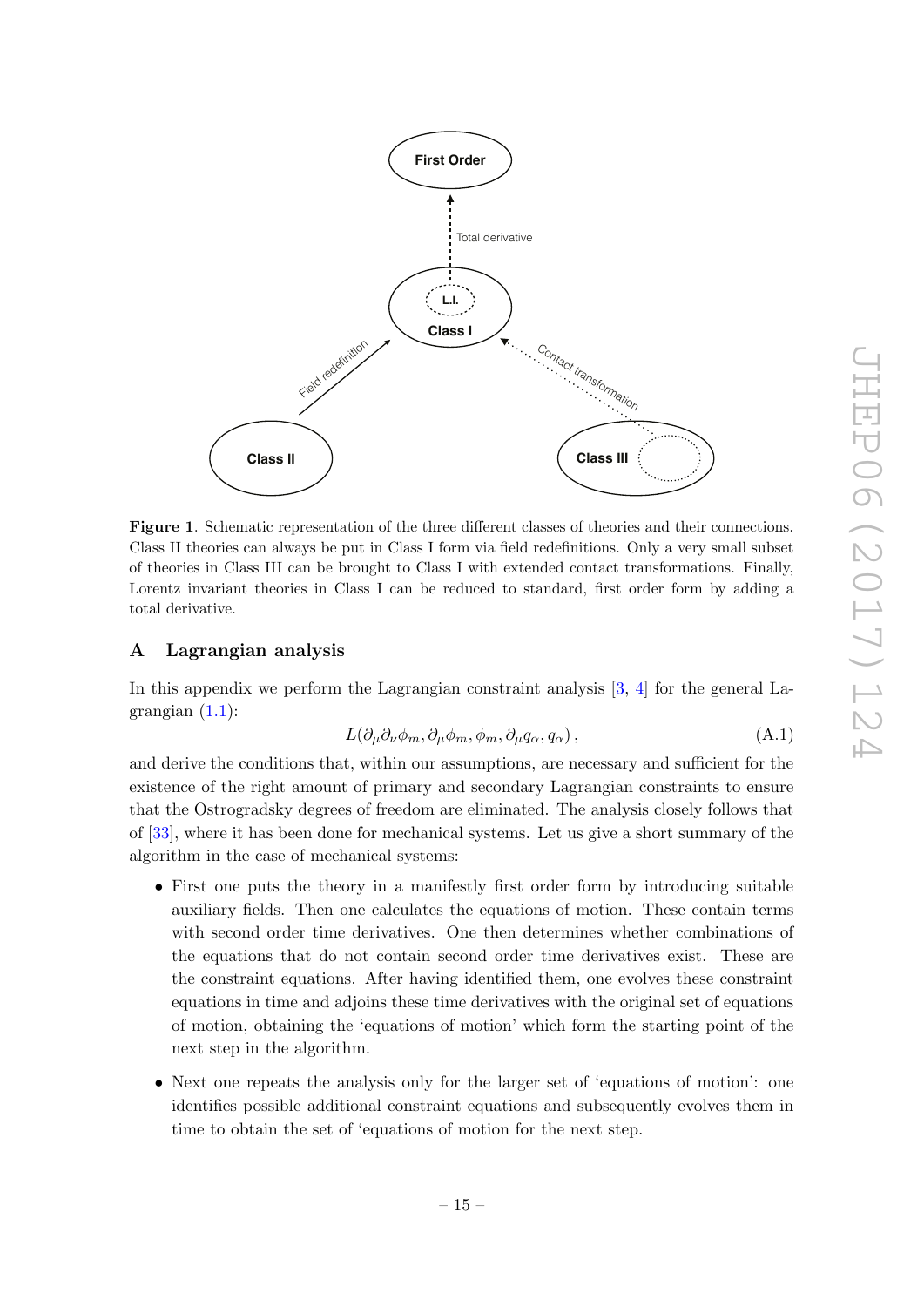**Figure 1**. Schematic representation of the three different classes of theories and their connections. Class II theories can always be put in Class I form via field redefinitions. Only a very small subset of theories in Class III can be brought to Class I with extended contact transformations. Finally, Lorentz invariant theories in Class I can be reduced to standard, first order form by adding a total derivative.

## A Lagrangian analysis

In this appendix we perform the Lagrangian constraint analysis [3, 4] for the general Lagrangian (1.1):

$$L(\partial_\mu\partial_\nu\phi_m, \partial_\mu\phi_m, \phi_m, \partial_\mu q_\alpha, q_\alpha)\,, \tag{A.1}$$

and derive the conditions that, within our assumptions, are necessary and sufficient for the existence of the right amount of primary and secondary Lagrangian constraints to ensure that the Ostrogradsky degrees of freedom are eliminated. The analysis closely follows that of [33], where it has been done for mechanical systems. Let us give a short summary of the algorithm in the case of mechanical systems:

- First one puts the theory in a manifestly first order form by introducing suitable auxiliary fields. Then one calculates the equations of motion. These contain terms with second order time derivatives. One then determines whether combinations of the equations that do not contain second order time derivatives exist. These are the constraint equations. After having identified them, one evolves these constraint equations in time and adjoins these time derivatives with the original set of equations of motion, obtaining the 'equations of motion' which form the starting point of the next step in the algorithm.
- Next one repeats the analysis only for the larger set of 'equations of motion': one identifies possible additional constraint equations and subsequently evolves them in time to obtain the set of 'equations of motion for the next step.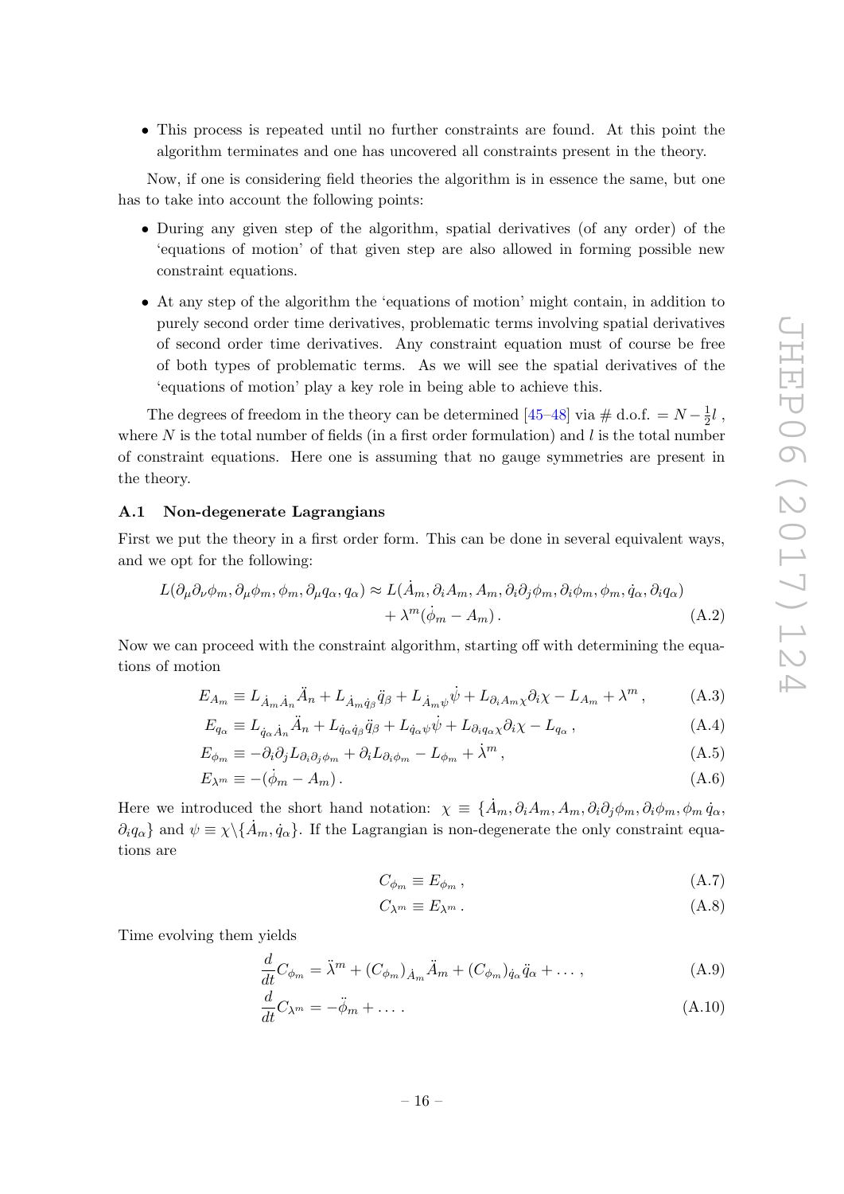- This process is repeated until no further constraints are found. At this point the algorithm terminates and one has uncovered all constraints present in the theory.

Now, if one is considering field theories the algorithm is in essence the same, but one has to take into account the following points:

- During any given step of the algorithm, spatial derivatives (of any order) of the 'equations of motion' of that given step are also allowed in forming possible new constraint equations.
- At any step of the algorithm the 'equations of motion' might contain, in addition to purely second order time derivatives, problematic terms involving spatial derivatives of second order time derivatives. Any constraint equation must of course be free of both types of problematic terms. As we will see the spatial derivatives of the 'equations of motion' play a key role in being able to achieve this.

The degrees of freedom in the theory can be determined [45–48] via # d.o.f. $= N - \frac{1}{2}l$, where $N$ is the total number of fields (in a first order formulation) and $l$ is the total number of constraint equations. Here one is assuming that no gauge symmetries are present in the theory.

### A.1 Non-degenerate Lagrangians

First we put the theory in a first order form. This can be done in several equivalent ways, and we opt for the following:

$$
\begin{aligned}
L(\partial_\mu\partial_\nu\phi_m, \partial_\mu\phi_m, \phi_m, \partial_\mu q_\alpha, q_\alpha) \approx L(&\dot{A}_m, \partial_i A_m, A_m, \partial_i\partial_j\phi_m, \partial_i\phi_m, \phi_m, \dot{q}_\alpha, \partial_i q_\alpha) \\
&+ \lambda^m(\dot{\phi}_m - A_m)\,. \qquad \text{(A.2)}
\end{aligned}
$$

Now we can proceed with the constraint algorithm, starting off with determining the equations of motion

$$
E_{A_m} \equiv L_{\dot{A}_m\dot{A}_n}\ddot{A}_n + L_{\dot{A}_m\dot{q}_\beta}\ddot{q}_\beta + L_{\dot{A}_m\psi}\dot{\psi} + L_{\partial_i A_m\chi}\partial_i\chi - L_{A_m} + \lambda^m\,, \tag{A.3}
$$

$$
E_{q_\alpha} \equiv L_{\dot{q}_\alpha\dot{A}_n}\ddot{A}_n + L_{\dot{q}_\alpha\dot{q}_\beta}\ddot{q}_\beta + L_{\dot{q}_\alpha\psi}\dot{\psi} + L_{\partial_i q_\alpha\chi}\partial_i\chi - L_{q_\alpha}\,, \tag{A.4}
$$

$$
E_{\phi_m} \equiv -\partial_i\partial_j L_{\partial_i\partial_j\phi_m} + \partial_i L_{\partial_i\phi_m} - L_{\phi_m} + \dot{\lambda}^m\,, \tag{A.5}
$$

$$
E_{\lambda^m} \equiv -(\dot{\phi}_m - A_m)\,. \tag{A.6}
$$

Here we introduced the short hand notation: $\chi \equiv \{\dot{A}_m, \partial_i A_m, A_m, \partial_i\partial_j\phi_m, \partial_i\phi_m, \phi_m\, \dot{q}_\alpha, \partial_i q_\alpha\}$ and $\psi \equiv \chi\backslash\{\dot{A}_m, \dot{q}_\alpha\}$. If the Lagrangian is non-degenerate the only constraint equations are

$$
C_{\phi_m} \equiv E_{\phi_m}\,, \tag{A.7}
$$

$$
C_{\lambda^m} \equiv E_{\lambda^m}\,. \tag{A.8}
$$

Time evolving them yields

$$
\frac{d}{dt}C_{\phi_m} = \ddot{\lambda}^m + (C_{\phi_m})_{\dot{A}_m}\ddot{A}_m + (C_{\phi_m})_{\dot{q}_\alpha}\ddot{q}_\alpha + \ldots\,, \tag{A.9}
$$

$$
\frac{d}{dt}C_{\lambda^m} = -\ddot{\phi}_m + \ldots\,. \tag{A.10}
$$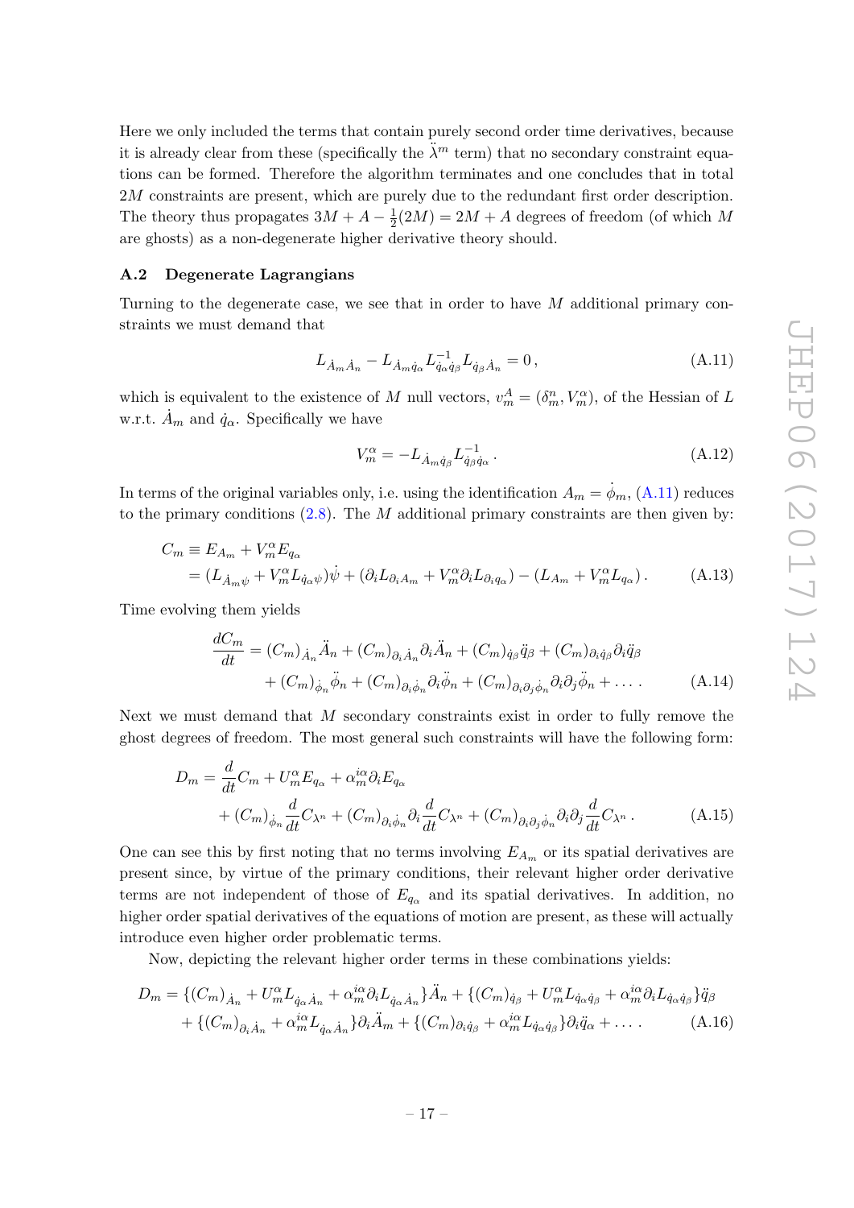Here we only included the terms that contain purely second order time derivatives, because it is already clear from these (specifically the $\ddot{\lambda}^m$ term) that no secondary constraint equations can be formed. Therefore the algorithm terminates and one concludes that in total $2M$ constraints are present, which are purely due to the redundant first order description. The theory thus propagates $3M + A - \frac{1}{2}(2M) = 2M + A$ degrees of freedom (of which $M$ are ghosts) as a non-degenerate higher derivative theory should.

### A.2 Degenerate Lagrangians

Turning to the degenerate case, we see that in order to have $M$ additional primary constraints we must demand that

$$L_{\dot{A}_m \dot{A}_n} - L_{\dot{A}_m \dot{q}_\alpha} L^{-1}_{\dot{q}_\alpha \dot{q}_\beta} L_{\dot{q}_\beta \dot{A}_n} = 0 \,, \tag{A.11}$$

which is equivalent to the existence of $M$ null vectors, $v^A_m = (\delta^n_m, V^\alpha_m)$, of the Hessian of $L$ w.r.t. $\dot{A}_m$ and $\dot{q}_\alpha$. Specifically we have

$$V^\alpha_m = -L_{\dot{A}_m \dot{q}_\beta} L^{-1}_{\dot{q}_\beta \dot{q}_\alpha} \,. \tag{A.12}$$

In terms of the original variables only, i.e. using the identification $A_m = \dot{\phi}_m$, (A.11) reduces to the primary conditions (2.8). The $M$ additional primary constraints are then given by:

$$\begin{aligned} C_m &\equiv E_{A_m} + V^\alpha_m E_{q_\alpha} \\ &= (L_{\dot{A}_m \psi} + V^\alpha_m L_{\dot{q}_\alpha \psi}) \dot{\psi} + (\partial_i L_{\partial_i A_m} + V^\alpha_m \partial_i L_{\partial_i q_\alpha}) - (L_{A_m} + V^\alpha_m L_{q_\alpha}) \,. \end{aligned} \tag{A.13}$$

Time evolving them yields

$$\begin{aligned} \frac{dC_m}{dt} &= (C_m)_{\dot{A}_n} \ddot{A}_n + (C_m)_{\partial_i \dot{A}_n} \partial_i \ddot{A}_n + (C_m)_{\dot{q}_\beta} \ddot{q}_\beta + (C_m)_{\partial_i \dot{q}_\beta} \partial_i \ddot{q}_\beta \\ &\quad + (C_m)_{\dot{\phi}_n} \ddot{\phi}_n + (C_m)_{\partial_i \dot{\phi}_n} \partial_i \ddot{\phi}_n + (C_m)_{\partial_i \partial_j \dot{\phi}_n} \partial_i \partial_j \ddot{\phi}_n + \dots \,. \end{aligned} \tag{A.14}$$

Next we must demand that $M$ secondary constraints exist in order to fully remove the ghost degrees of freedom. The most general such constraints will have the following form:

$$\begin{aligned} D_m &= \frac{d}{dt} C_m + U^\alpha_m E_{q_\alpha} + \alpha^{i\alpha}_m \partial_i E_{q_\alpha} \\ &\quad + (C_m)_{\dot{\phi}_n} \frac{d}{dt} C_{\lambda^n} + (C_m)_{\partial_i \dot{\phi}_n} \partial_i \frac{d}{dt} C_{\lambda^n} + (C_m)_{\partial_i \partial_j \dot{\phi}_n} \partial_i \partial_j \frac{d}{dt} C_{\lambda^n} \,. \end{aligned} \tag{A.15}$$

One can see this by first noting that no terms involving $E_{A_m}$ or its spatial derivatives are present since, by virtue of the primary conditions, their relevant higher order derivative terms are not independent of those of $E_{q_\alpha}$ and its spatial derivatives. In addition, no higher order spatial derivatives of the equations of motion are present, as these will actually introduce even higher order problematic terms.

Now, depicting the relevant higher order terms in these combinations yields:

$$\begin{aligned} D_m &= \{(C_m)_{\dot{A}_n} + U^\alpha_m L_{\dot{q}_\alpha \dot{A}_n} + \alpha^{i\alpha}_m \partial_i L_{\dot{q}_\alpha \dot{A}_n}\} \ddot{A}_n + \{(C_m)_{\dot{q}_\beta} + U^\alpha_m L_{\dot{q}_\alpha \dot{q}_\beta} + \alpha^{i\alpha}_m \partial_i L_{\dot{q}_\alpha \dot{q}_\beta}\} \ddot{q}_\beta \\ &\quad + \{(C_m)_{\partial_i \dot{A}_n} + \alpha^{i\alpha}_m L_{\dot{q}_\alpha \dot{A}_n}\} \partial_i \ddot{A}_m + \{(C_m)_{\partial_i \dot{q}_\beta} + \alpha^{i\alpha}_m L_{\dot{q}_\alpha \dot{q}_\beta}\} \partial_i \ddot{q}_\alpha + \dots \,. \end{aligned} \tag{A.16}$$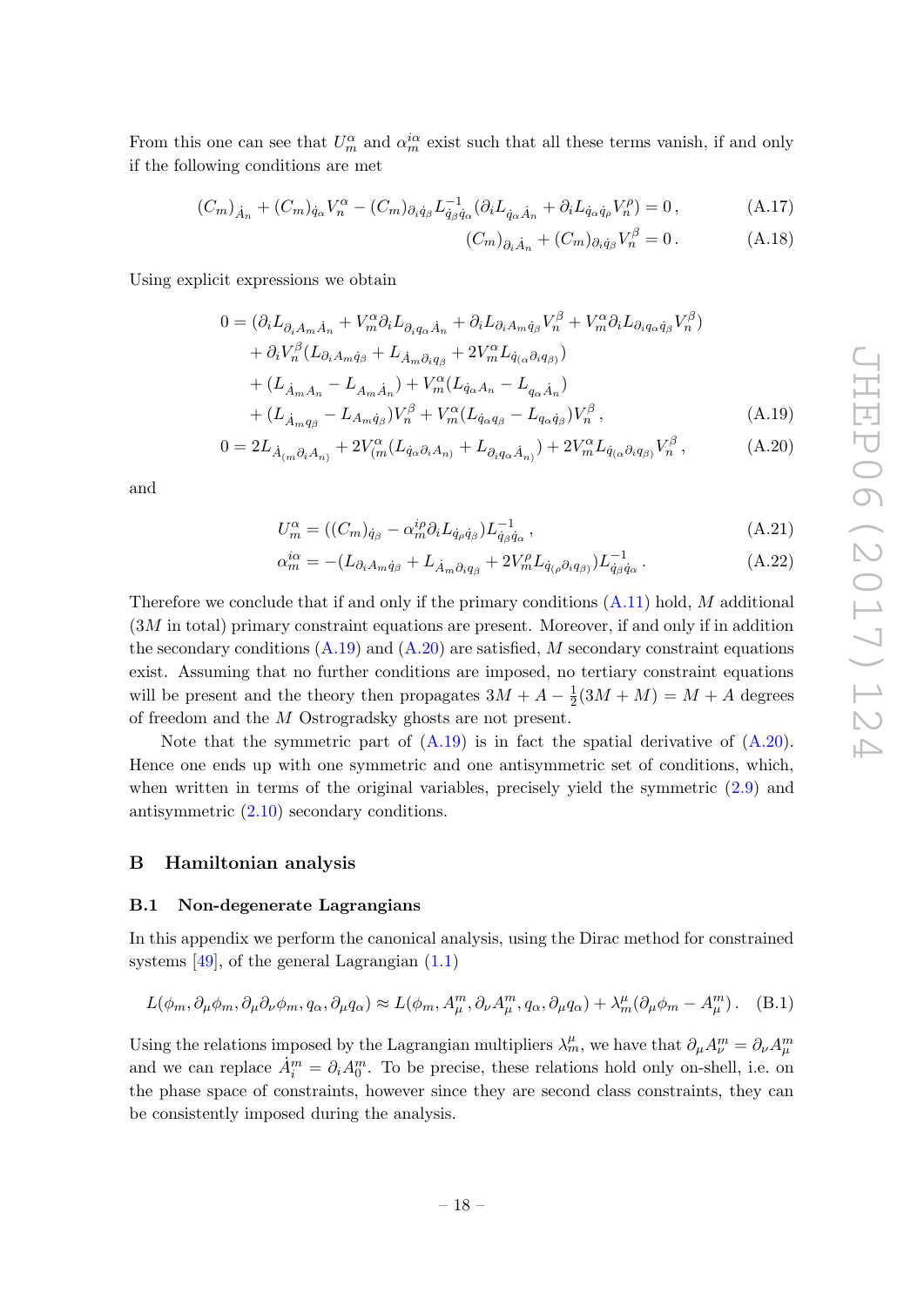From this one can see that $U^{\alpha}_{m}$ and $\alpha^{i\alpha}_{m}$ exist such that all these terms vanish, if and only if the following conditions are met

$$(C_m)_{\dot{A}_n} + (C_m)_{\dot{q}_\alpha} V^{\alpha}_{n} - (C_m)_{\partial_i \dot{q}_\beta} L^{-1}_{\dot{q}_\beta \dot{q}_\alpha} (\partial_i L_{\dot{q}_\alpha \dot{A}_n} + \partial_i L_{\dot{q}_\alpha \dot{q}_\rho} V^{\rho}_{n}) = 0 \,, \tag{A.17}$$

$$(C_m)_{\partial_i \dot{A}_n} + (C_m)_{\partial_i \dot{q}_\beta} V^{\beta}_{n} = 0 \,. \tag{A.18}$$

Using explicit expressions we obtain

$$\begin{aligned} 0 = &(\partial_i L_{\partial_i A_m \dot{A}_n} + V^{\alpha}_{m} \partial_i L_{\partial_i q_\alpha \dot{A}_n} + \partial_i L_{\partial_i A_m \dot{q}_\beta} V^{\beta}_{n} + V^{\alpha}_{m} \partial_i L_{\partial_i q_\alpha \dot{q}_\beta} V^{\beta}_{n}) \\ &+ \partial_i V^{\beta}_{n} (L_{\partial_i A_m \dot{q}_\beta} + L_{\dot{A}_m \partial_i q_\beta} + 2 V^{\alpha}_{m} L_{\dot{q}_{(\alpha} \partial_i q_{\beta)}}) \\ &+ (L_{\dot{A}_m A_n} - L_{A_m \dot{A}_n}) + V^{\alpha}_{m} (L_{\dot{q}_\alpha A_n} - L_{q_\alpha \dot{A}_n}) \\ &+ (L_{\dot{A}_m q_\beta} - L_{A_m \dot{q}_\beta}) V^{\beta}_{n} + V^{\alpha}_{m} (L_{\dot{q}_\alpha q_\beta} - L_{q_\alpha \dot{q}_\beta}) V^{\beta}_{n} \,, \end{aligned} \tag{A.19}$$

$$0 = 2 L_{\dot{A}_{(m} \partial_i A_{n)}} + 2 V^{\alpha}_{(m} (L_{\dot{q}_\alpha \partial_i A_{n)}} + L_{\partial_i q_\alpha \dot{A}_{n)}}) + 2 V^{\alpha}_{m} L_{\dot{q}_{(\alpha} \partial_i q_{\beta)}} V^{\beta}_{n} \,, \tag{A.20}$$

and

$$U^{\alpha}_{m} = ((C_m)_{\dot{q}_\beta} - \alpha^{i\rho}_{m} \partial_i L_{\dot{q}_\rho \dot{q}_\beta}) L^{-1}_{\dot{q}_\beta \dot{q}_\alpha} \,, \tag{A.21}$$

$$\alpha^{i\alpha}_{m} = -(L_{\partial_i A_m \dot{q}_\beta} + L_{\dot{A}_m \partial_i q_\beta} + 2 V^{\rho}_{m} L_{\dot{q}_{(\rho} \partial_i q_{\beta)}}) L^{-1}_{\dot{q}_\beta \dot{q}_\alpha} \,. \tag{A.22}$$

Therefore we conclude that if and only if the primary conditions (A.11) hold, $M$ additional ($3M$ in total) primary constraint equations are present. Moreover, if and only if in addition the secondary conditions (A.19) and (A.20) are satisfied, $M$ secondary constraint equations exist. Assuming that no further conditions are imposed, no tertiary constraint equations will be present and the theory then propagates $3M + A - \frac{1}{2}(3M + M) = M + A$ degrees of freedom and the $M$ Ostrogradsky ghosts are not present.

Note that the symmetric part of (A.19) is in fact the spatial derivative of (A.20). Hence one ends up with one symmetric and one antisymmetric set of conditions, which, when written in terms of the original variables, precisely yield the symmetric (2.9) and antisymmetric (2.10) secondary conditions.

# B Hamiltonian analysis

## B.1 Non-degenerate Lagrangians

In this appendix we perform the canonical analysis, using the Dirac method for constrained systems [49], of the general Lagrangian (1.1)

$$L(\phi_m, \partial_\mu \phi_m, \partial_\mu \partial_\nu \phi_m, q_\alpha, \partial_\mu q_\alpha) \approx L(\phi_m, A^m_\mu, \partial_\nu A^m_\mu, q_\alpha, \partial_\mu q_\alpha) + \lambda^{\mu}_{m} (\partial_\mu \phi_m - A^m_\mu) \,. \tag{B.1}$$

Using the relations imposed by the Lagrangian multipliers $\lambda^{\mu}_{m}$, we have that $\partial_\mu A^m_\nu = \partial_\nu A^m_\mu$ and we can replace $\dot{A}^m_i = \partial_i A^m_0$. To be precise, these relations hold only on-shell, i.e. on the phase space of constraints, however since they are second class constraints, they can be consistently imposed during the analysis.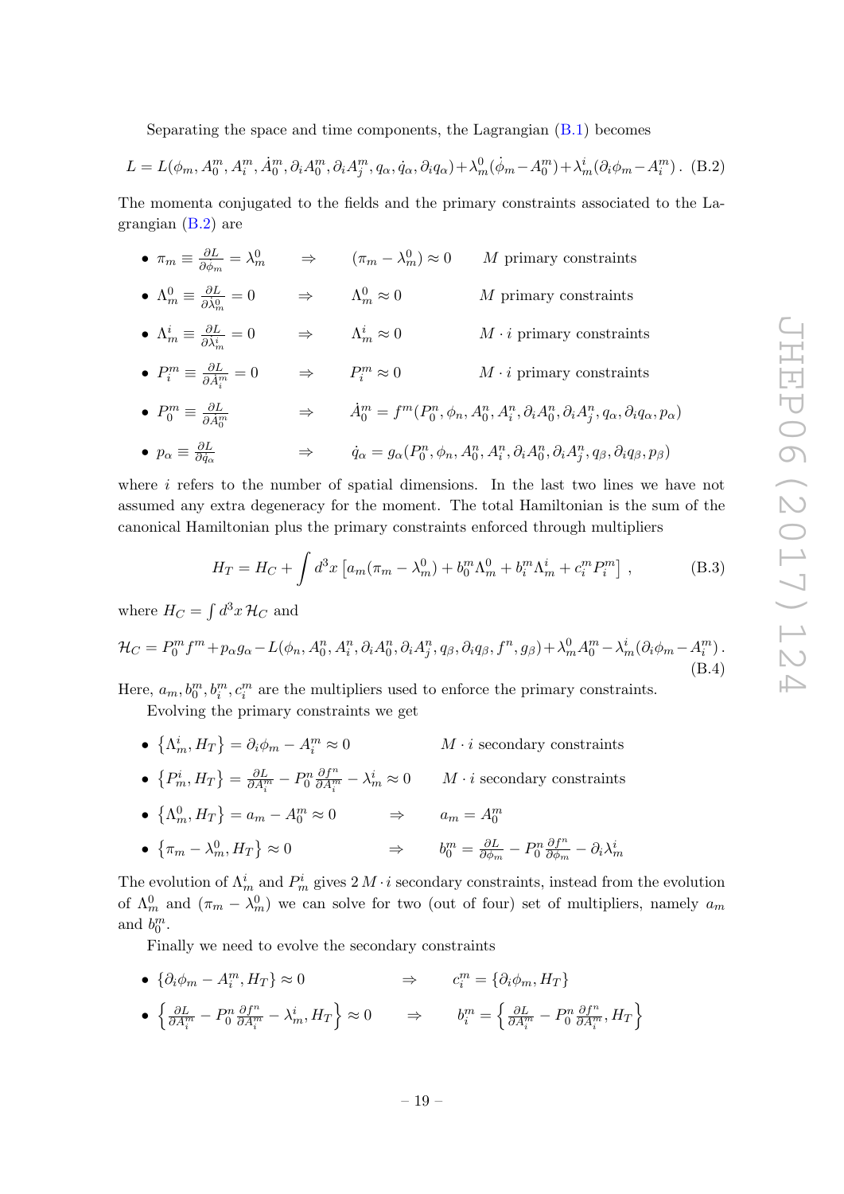Separating the space and time components, the Lagrangian (B.1) becomes

$$L = L(\phi_m, A_0^m, A_i^m, \dot{A}_0^m, \partial_i A_0^m, \partial_i A_j^m, q_\alpha, \dot{q}_\alpha, \partial_i q_\alpha) + \lambda_m^0(\dot{\phi}_m - A_0^m) + \lambda_m^i(\partial_i \phi_m - A_i^m)\,. \quad \text{(B.2)}$$

The momenta conjugated to the fields and the primary constraints associated to the Lagrangian (B.2) are

- $\pi_m \equiv \frac{\partial L}{\partial \dot{\phi}_m} = \lambda_m^0 \quad \Rightarrow \quad (\pi_m - \lambda_m^0) \approx 0 \quad M$ primary constraints
- $\Lambda_m^0 \equiv \frac{\partial L}{\partial \dot{\lambda}_m^0} = 0 \quad \Rightarrow \quad \Lambda_m^0 \approx 0 \quad M$ primary constraints
- $\Lambda_m^i \equiv \frac{\partial L}{\partial \dot{\lambda}_m^i} = 0 \quad \Rightarrow \quad \Lambda_m^i \approx 0 \quad M \cdot i$ primary constraints
- $P_i^m \equiv \frac{\partial L}{\partial \dot{A}_i^m} = 0 \quad \Rightarrow \quad P_i^m \approx 0 \quad M \cdot i$ primary constraints
- $P_0^m \equiv \frac{\partial L}{\partial \dot{A}_0^m} \quad \Rightarrow \quad \dot{A}_0^m = f^m(P_0^n, \phi_n, A_0^n, A_i^n, \partial_i A_0^n, \partial_i A_j^n, q_\alpha, \partial_i q_\alpha, p_\alpha)$
- $p_\alpha \equiv \frac{\partial L}{\partial \dot{q}_\alpha} \quad \Rightarrow \quad \dot{q}_\alpha = g_\alpha(P_0^n, \phi_n, A_0^n, A_i^n, \partial_i A_0^n, \partial_i A_j^n, q_\beta, \partial_i q_\beta, p_\beta)$

where $i$ refers to the number of spatial dimensions. In the last two lines we have not assumed any extra degeneracy for the moment. The total Hamiltonian is the sum of the canonical Hamiltonian plus the primary constraints enforced through multipliers

$$H_T = H_C + \int d^3x \left[ a_m(\pi_m - \lambda_m^0) + b_0^m \Lambda_m^0 + b_i^m \Lambda_m^i + c_i^m P_i^m \right]\,, \quad \text{(B.3)}$$

where $H_C = \int d^3x\, \mathcal{H}_C$ and

$$\mathcal{H}_C = P_0^m f^m + p_\alpha g_\alpha - L(\phi_n, A_0^n, A_i^n, \partial_i A_0^n, \partial_i A_j^n, q_\beta, \partial_i q_\beta, f^n, g_\beta) + \lambda_m^0 A_0^m - \lambda_m^i(\partial_i \phi_m - A_i^m)\,. \quad \text{(B.4)}$$

Here, $a_m, b_0^m, b_i^m, c_i^m$ are the multipliers used to enforce the primary constraints.

Evolving the primary constraints we get

- $\left\{\Lambda_m^i, H_T\right\} = \partial_i \phi_m - A_i^m \approx 0 \quad M \cdot i$ secondary constraints
- $\left\{P_m^i, H_T\right\} = \frac{\partial L}{\partial A_i^m} - P_0^n \frac{\partial f^n}{\partial A_i^m} - \lambda_m^i \approx 0 \quad M \cdot i$ secondary constraints
- $\left\{\Lambda_m^0, H_T\right\} = a_m - A_0^m \approx 0 \quad \Rightarrow \quad a_m = A_0^m$
- $\left\{\pi_m - \lambda_m^0, H_T\right\} \approx 0 \quad \Rightarrow \quad b_0^m = \frac{\partial L}{\partial \phi_m} - P_0^n \frac{\partial f^n}{\partial \phi_m} - \partial_i \lambda_m^i$

The evolution of $\Lambda_m^i$ and $P_m^i$ gives $2\,M \cdot i$ secondary constraints, instead from the evolution of $\Lambda_m^0$ and $(\pi_m - \lambda_m^0)$ we can solve for two (out of four) set of multipliers, namely $a_m$ and $b_0^m$.

Finally we need to evolve the secondary constraints

- $\{\partial_i \phi_m - A_i^m, H_T\} \approx 0 \quad \Rightarrow \quad c_i^m = \{\partial_i \phi_m, H_T\}$
- $\left\{\frac{\partial L}{\partial A_i^m} - P_0^n \frac{\partial f^n}{\partial A_i^m} - \lambda_m^i, H_T\right\} \approx 0 \quad \Rightarrow \quad b_i^m = \left\{\frac{\partial L}{\partial A_i^m} - P_0^n \frac{\partial f^n}{\partial A_i^m}, H_T\right\}$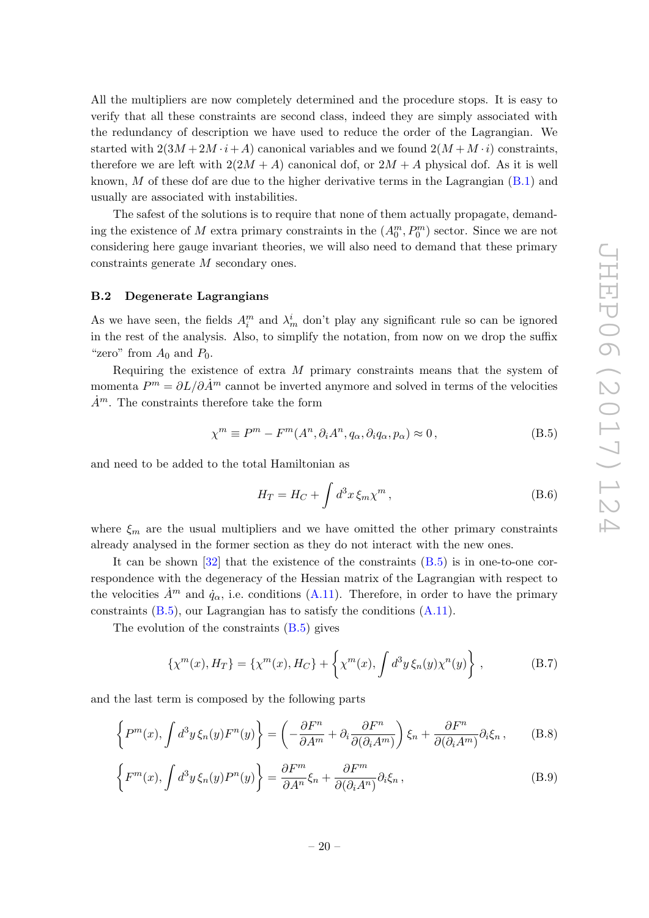All the multipliers are now completely determined and the procedure stops. It is easy to verify that all these constraints are second class, indeed they are simply associated with the redundancy of description we have used to reduce the order of the Lagrangian. We started with $2(3M + 2M \cdot i + A)$ canonical variables and we found $2(M + M \cdot i)$ constraints, therefore we are left with $2(2M + A)$ canonical dof, or $2M + A$ physical dof. As it is well known, $M$ of these dof are due to the higher derivative terms in the Lagrangian (B.1) and usually are associated with instabilities.

The safest of the solutions is to require that none of them actually propagate, demanding the existence of $M$ extra primary constraints in the $(A_0^m, P_0^m)$ sector. Since we are not considering here gauge invariant theories, we will also need to demand that these primary constraints generate $M$ secondary ones.

### B.2 Degenerate Lagrangians

As we have seen, the fields $A_i^m$ and $\lambda_m^i$ don't play any significant rule so can be ignored in the rest of the analysis. Also, to simplify the notation, from now on we drop the suffix "zero" from $A_0$ and $P_0$.

Requiring the existence of extra $M$ primary constraints means that the system of momenta $P^m = \partial L/\partial \dot{A}^m$ cannot be inverted anymore and solved in terms of the velocities $\dot{A}^m$. The constraints therefore take the form

$$\chi^m \equiv P^m - F^m(A^n, \partial_i A^n, q_\alpha, \partial_i q_\alpha, p_\alpha) \approx 0\,, \tag{B.5}$$

and need to be added to the total Hamiltonian as

$$H_T = H_C + \int d^3x\, \xi_m \chi^m\,, \tag{B.6}$$

where $\xi_m$ are the usual multipliers and we have omitted the other primary constraints already analysed in the former section as they do not interact with the new ones.

It can be shown [32] that the existence of the constraints (B.5) is in one-to-one correspondence with the degeneracy of the Hessian matrix of the Lagrangian with respect to the velocities $\dot{A}^m$ and $\dot{q}_\alpha$, i.e. conditions (A.11). Therefore, in order to have the primary constraints (B.5), our Lagrangian has to satisfy the conditions (A.11).

The evolution of the constraints (B.5) gives

$$\{\chi^m(x), H_T\} = \{\chi^m(x), H_C\} + \left\{\chi^m(x), \int d^3y\, \xi_n(y)\chi^n(y)\right\}\,, \tag{B.7}$$

and the last term is composed by the following parts

$$\left\{P^m(x), \int d^3y\, \xi_n(y)F^n(y)\right\} = \left(-\frac{\partial F^n}{\partial A^m} + \partial_i \frac{\partial F^n}{\partial(\partial_i A^m)}\right)\xi_n + \frac{\partial F^n}{\partial(\partial_i A^m)}\partial_i \xi_n\,, \tag{B.8}$$

$$\left\{F^m(x), \int d^3y\, \xi_n(y)P^n(y)\right\} = \frac{\partial F^m}{\partial A^n}\xi_n + \frac{\partial F^m}{\partial(\partial_i A^n)}\partial_i \xi_n\,, \tag{B.9}$$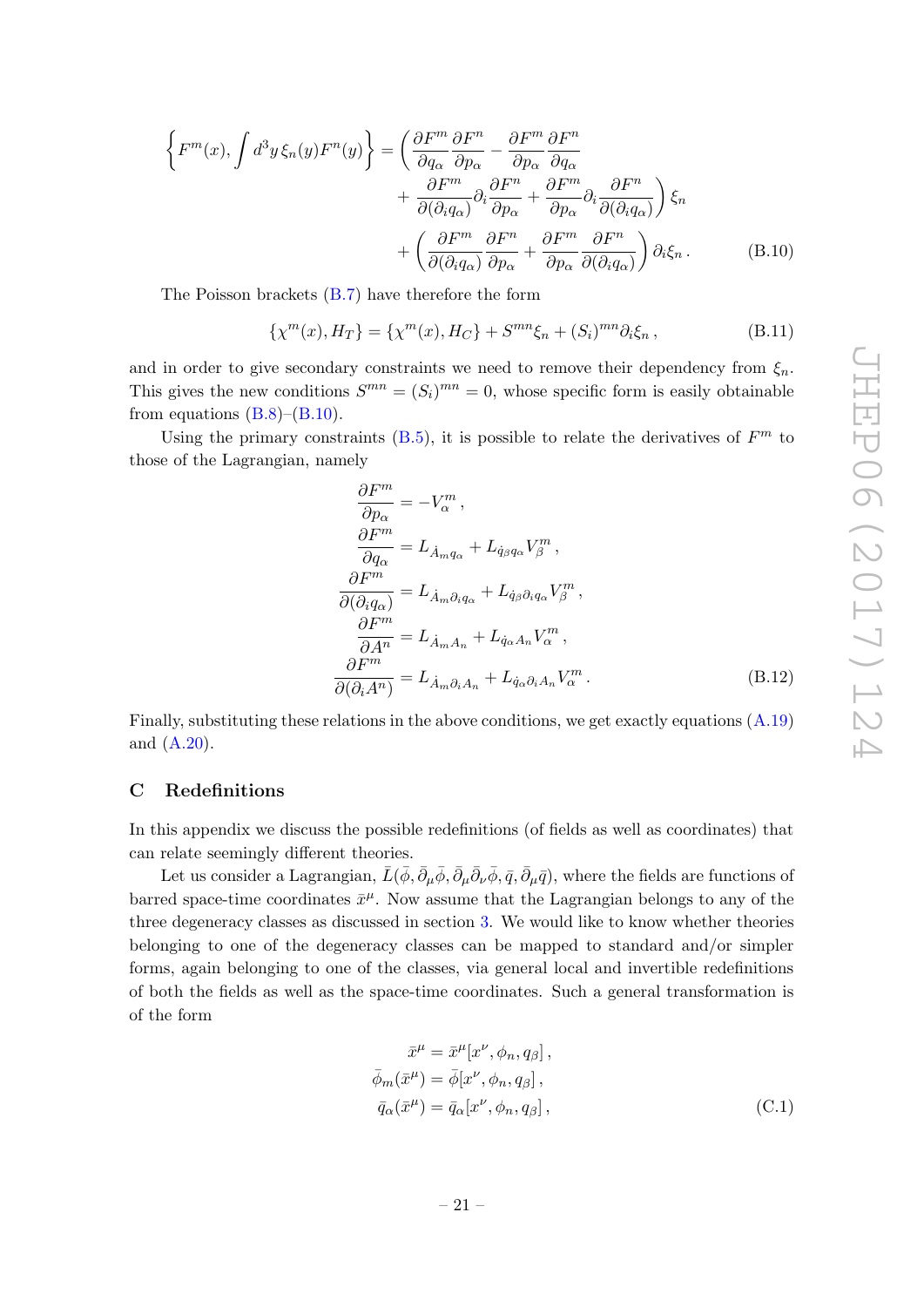$$
\begin{aligned}
\left\{ F^m(x), \int d^3y\, \xi_n(y) F^n(y) \right\} = & \left( \frac{\partial F^m}{\partial q_\alpha} \frac{\partial F^n}{\partial p_\alpha} - \frac{\partial F^m}{\partial p_\alpha} \frac{\partial F^n}{\partial q_\alpha} \right. \\
& \left. + \frac{\partial F^m}{\partial(\partial_i q_\alpha)} \partial_i \frac{\partial F^n}{\partial p_\alpha} + \frac{\partial F^m}{\partial p_\alpha} \partial_i \frac{\partial F^n}{\partial(\partial_i q_\alpha)} \right) \xi_n \\
& + \left( \frac{\partial F^m}{\partial(\partial_i q_\alpha)} \frac{\partial F^n}{\partial p_\alpha} + \frac{\partial F^m}{\partial p_\alpha} \frac{\partial F^n}{\partial(\partial_i q_\alpha)} \right) \partial_i \xi_n \,. \qquad \text{(B.10)}
\end{aligned}
$$

The Poisson brackets (B.7) have therefore the form

$$
\{\chi^m(x), H_T\} = \{\chi^m(x), H_C\} + S^{mn}\xi_n + (S_i)^{mn}\partial_i \xi_n \,, \tag{B.11}
$$

and in order to give secondary constraints we need to remove their dependency from $\xi_n$. This gives the new conditions $S^{mn} = (S_i)^{mn} = 0$, whose specific form is easily obtainable from equations (B.8)–(B.10).

Using the primary constraints (B.5), it is possible to relate the derivatives of $F^m$ to those of the Lagrangian, namely

$$
\begin{aligned}
\frac{\partial F^m}{\partial p_\alpha} &= -V^m_\alpha \,, \\
\frac{\partial F^m}{\partial q_\alpha} &= L_{\dot{A}_m q_\alpha} + L_{\dot{q}_\beta q_\alpha} V^m_\beta \,, \\
\frac{\partial F^m}{\partial(\partial_i q_\alpha)} &= L_{\dot{A}_m \partial_i q_\alpha} + L_{\dot{q}_\beta \partial_i q_\alpha} V^m_\beta \,, \\
\frac{\partial F^m}{\partial A^n} &= L_{\dot{A}_m A_n} + L_{\dot{q}_\alpha A_n} V^m_\alpha \,, \\
\frac{\partial F^m}{\partial(\partial_i A^n)} &= L_{\dot{A}_m \partial_i A_n} + L_{\dot{q}_\alpha \partial_i A_n} V^m_\alpha \,.
\end{aligned} \tag{B.12}
$$

Finally, substituting these relations in the above conditions, we get exactly equations (A.19) and (A.20).

## C Redefinitions

In this appendix we discuss the possible redefinitions (of fields as well as coordinates) that can relate seemingly different theories.

Let us consider a Lagrangian, $\bar{L}(\bar{\phi}, \bar{\partial}_\mu \bar{\phi}, \bar{\partial}_\mu \bar{\partial}_\nu \bar{\phi}, \bar{q}, \bar{\partial}_\mu \bar{q})$, where the fields are functions of barred space-time coordinates $\bar{x}^\mu$. Now assume that the Lagrangian belongs to any of the three degeneracy classes as discussed in section 3. We would like to know whether theories belonging to one of the degeneracy classes can be mapped to standard and/or simpler forms, again belonging to one of the classes, via general local and invertible redefinitions of both the fields as well as the space-time coordinates. Such a general transformation is of the form

$$
\begin{aligned}
\bar{x}^\mu &= \bar{x}^\mu[x^\nu, \phi_n, q_\beta] \,, \\
\bar{\phi}_m(\bar{x}^\mu) &= \bar{\phi}[x^\nu, \phi_n, q_\beta] \,, \\
\bar{q}_\alpha(\bar{x}^\mu) &= \bar{q}_\alpha[x^\nu, \phi_n, q_\beta] \,,
\end{aligned} \tag{C.1}
$$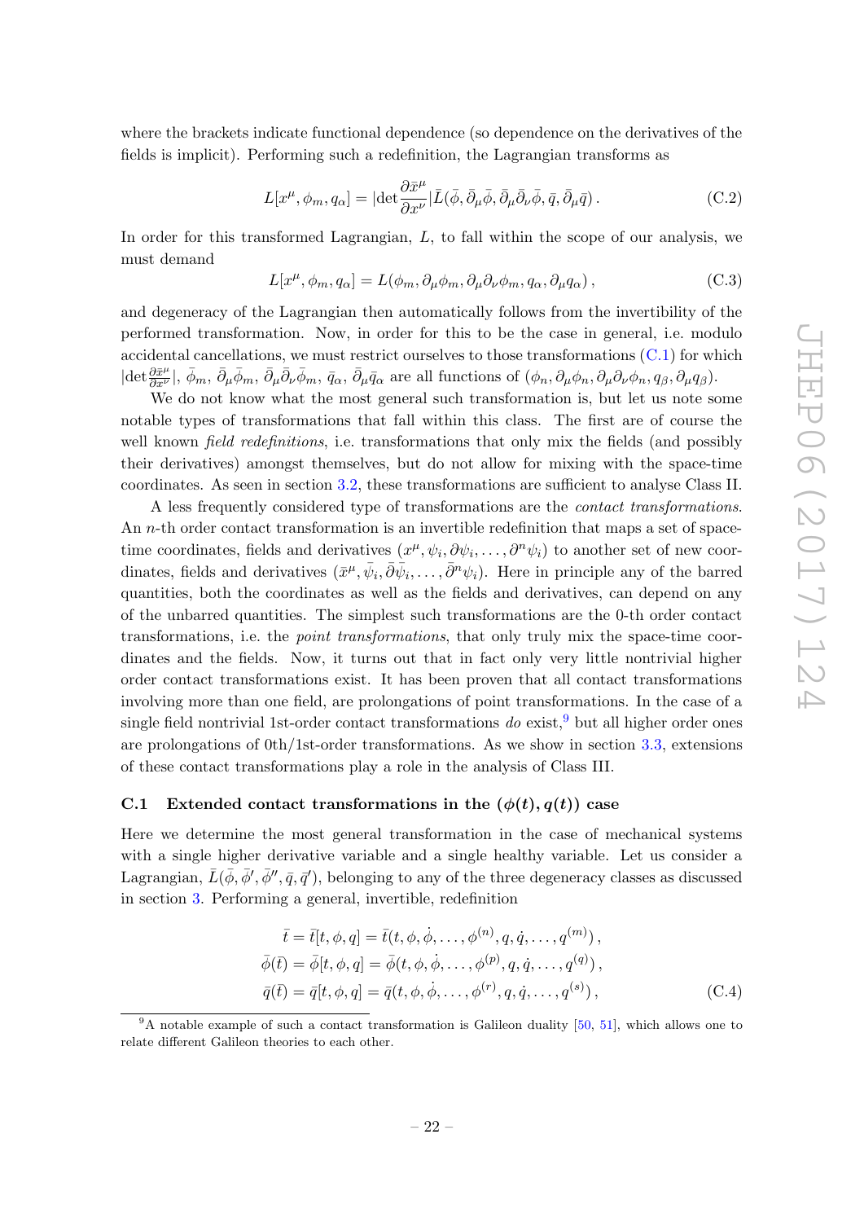where the brackets indicate functional dependence (so dependence on the derivatives of the fields is implicit). Performing such a redefinition, the Lagrangian transforms as

$$L[x^\mu, \phi_m, q_\alpha] = |\det \frac{\partial \bar{x}^\mu}{\partial x^\nu}| \bar{L}(\bar{\phi}, \bar{\partial}_\mu \bar{\phi}, \bar{\partial}_\mu \bar{\partial}_\nu \bar{\phi}, \bar{q}, \bar{\partial}_\mu \bar{q}) \,. \tag{C.2}$$

In order for this transformed Lagrangian, $L$, to fall within the scope of our analysis, we must demand

$$L[x^\mu, \phi_m, q_\alpha] = L(\phi_m, \partial_\mu \phi_m, \partial_\mu \partial_\nu \phi_m, q_\alpha, \partial_\mu q_\alpha) \,, \tag{C.3}$$

and degeneracy of the Lagrangian then automatically follows from the invertibility of the performed transformation. Now, in order for this to be the case in general, i.e. modulo accidental cancellations, we must restrict ourselves to those transformations (C.1) for which $|\det \frac{\partial \bar{x}^\mu}{\partial x^\nu}|$, $\bar{\phi}_m$, $\bar{\partial}_\mu \bar{\phi}_m$, $\bar{\partial}_\mu \bar{\partial}_\nu \bar{\phi}_m$, $\bar{q}_\alpha$, $\bar{\partial}_\mu \bar{q}_\alpha$ are all functions of $(\phi_n, \partial_\mu \phi_n, \partial_\mu \partial_\nu \phi_n, q_\beta, \partial_\mu q_\beta)$.

We do not know what the most general such transformation is, but let us note some notable types of transformations that fall within this class. The first are of course the well known *field redefinitions*, i.e. transformations that only mix the fields (and possibly their derivatives) amongst themselves, but do not allow for mixing with the space-time coordinates. As seen in section 3.2, these transformations are sufficient to analyse Class II.

A less frequently considered type of transformations are the *contact transformations*. An $n$-th order contact transformation is an invertible redefinition that maps a set of space-time coordinates, fields and derivatives $(x^\mu, \psi_i, \partial\psi_i, \ldots, \partial^n \psi_i)$ to another set of new coordinates, fields and derivatives $(\bar{x}^\mu, \bar{\psi}_i, \bar{\partial}\bar{\psi}_i, \ldots, \bar{\partial}^n \psi_i)$. Here in principle any of the barred quantities, both the coordinates as well as the fields and derivatives, can depend on any of the unbarred quantities. The simplest such transformations are the 0-th order contact transformations, i.e. the *point transformations*, that only truly mix the space-time coordinates and the fields. Now, it turns out that in fact only very little nontrivial higher order contact transformations exist. It has been proven that all contact transformations involving more than one field, are prolongations of point transformations. In the case of a single field nontrivial 1st-order contact transformations *do* exist,[9] but all higher order ones are prolongations of 0th/1st-order transformations. As we show in section 3.3, extensions of these contact transformations play a role in the analysis of Class III.

### C.1 Extended contact transformations in the $(\phi(t), q(t))$ case

Here we determine the most general transformation in the case of mechanical systems with a single higher derivative variable and a single healthy variable. Let us consider a Lagrangian, $\bar{L}(\bar{\phi}, \bar{\phi}', \bar{\phi}'', \bar{q}, \bar{q}')$, belonging to any of the three degeneracy classes as discussed in section 3. Performing a general, invertible, redefinition

$$\begin{aligned}
\bar{t} &= \bar{t}[t, \phi, q] = \bar{t}(t, \phi, \dot{\phi}, \ldots, \phi^{(n)}, q, \dot{q}, \ldots, q^{(m)}) \,, \\
\bar{\phi}(\bar{t}) &= \bar{\phi}[t, \phi, q] = \bar{\phi}(t, \phi, \dot{\phi}, \ldots, \phi^{(p)}, q, \dot{q}, \ldots, q^{(q)}) \,, \\
\bar{q}(\bar{t}) &= \bar{q}[t, \phi, q] = \bar{q}(t, \phi, \dot{\phi}, \ldots, \phi^{(r)}, q, \dot{q}, \ldots, q^{(s)}) \,,
\end{aligned} \tag{C.4}$$

[9] A notable example of such a contact transformation is Galileon duality [50, 51], which allows one to relate different Galileon theories to each other.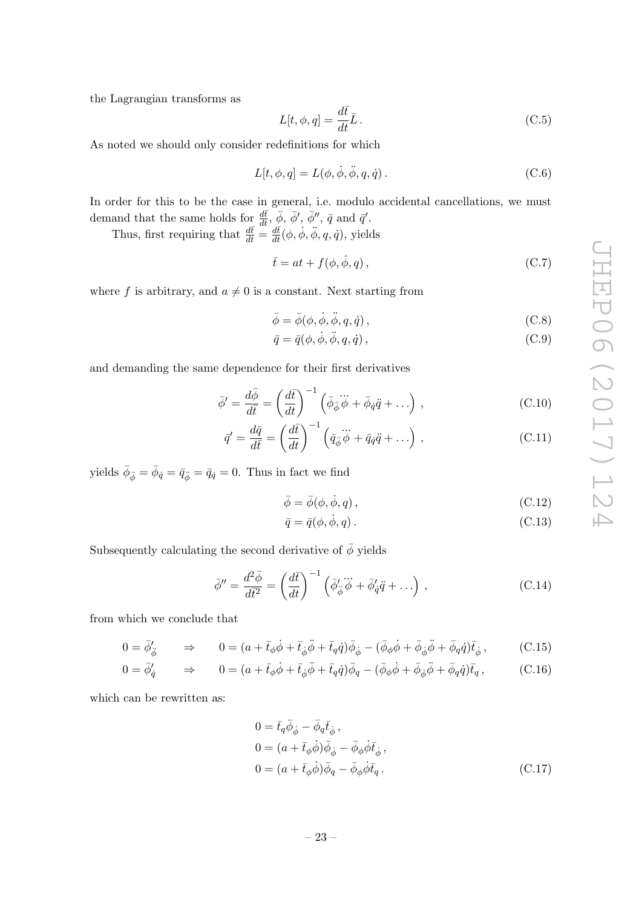the Lagrangian transforms as

$$L[t, \phi, q] = \frac{d\bar{t}}{dt}\bar{L}\,. \tag{C.5}$$

As noted we should only consider redefinitions for which

$$L[t, \phi, q] = L(\phi, \dot{\phi}, \ddot{\phi}, q, \dot{q})\,. \tag{C.6}$$

In order for this to be the case in general, i.e. modulo accidental cancellations, we must demand that the same holds for $\frac{d\bar{t}}{dt}$, $\bar{\phi}$, $\bar{\phi}'$, $\bar{\phi}''$, $\bar{q}$ and $\bar{q}'$.

Thus, first requiring that $\frac{d\bar{t}}{dt} = \frac{d\bar{t}}{dt}(\phi, \dot{\phi}, \ddot{\phi}, q, \dot{q})$, yields

$$\bar{t} = at + f(\phi, \dot{\phi}, q)\,, \tag{C.7}$$

where $f$ is arbitrary, and $a \neq 0$ is a constant. Next starting from

$$\bar{\phi} = \bar{\phi}(\phi, \dot{\phi}, \ddot{\phi}, q, \dot{q})\,, \tag{C.8}$$

$$\bar{q} = \bar{q}(\phi, \dot{\phi}, \ddot{\phi}, q, \dot{q})\,, \tag{C.9}$$

and demanding the same dependence for their first derivatives

$$\bar{\phi}' = \frac{d\bar{\phi}}{d\bar{t}} = \left(\frac{d\bar{t}}{dt}\right)^{-1}\left(\bar{\phi}_{\ddot{\phi}}\dddot{\phi} + \bar{\phi}_{\dot{q}}\ddot{q} + \dots\right)\,, \tag{C.10}$$

$$\bar{q}' = \frac{d\bar{q}}{d\bar{t}} = \left(\frac{d\bar{t}}{dt}\right)^{-1}\left(\bar{q}_{\ddot{\phi}}\dddot{\phi} + \bar{q}_{\dot{q}}\ddot{q} + \dots\right)\,, \tag{C.11}$$

yields $\bar{\phi}_{\ddot{\phi}} = \bar{\phi}_{\dot{q}} = \bar{q}_{\ddot{\phi}} = \bar{q}_{\dot{q}} = 0$. Thus in fact we find

$$\bar{\phi} = \bar{\phi}(\phi, \dot{\phi}, q)\,, \tag{C.12}$$

$$\bar{q} = \bar{q}(\phi, \dot{\phi}, q)\,. \tag{C.13}$$

Subsequently calculating the second derivative of $\bar{\phi}$ yields

$$\bar{\phi}'' = \frac{d^2\bar{\phi}}{d\bar{t}^2} = \left(\frac{d\bar{t}}{dt}\right)^{-1}\left(\bar{\phi}'_{\ddot{\phi}}\dddot{\phi} + \bar{\phi}'_{\dot{q}}\ddot{q} + \dots\right)\,, \tag{C.14}$$

from which we conclude that

$$0 = \bar{\phi}'_{\ddot{\phi}} \qquad \Rightarrow \qquad 0 = (a + \bar{t}_{\phi}\dot{\phi} + \bar{t}_{\dot{\phi}}\ddot{\phi} + \bar{t}_q\dot{q})\bar{\phi}_{\dot{\phi}} - (\bar{\phi}_{\phi}\dot{\phi} + \bar{\phi}_{\dot{\phi}}\ddot{\phi} + \bar{\phi}_q\dot{q})\bar{t}_{\dot{\phi}}\,, \tag{C.15}$$

$$0 = \bar{\phi}'_{\dot{q}} \qquad \Rightarrow \qquad 0 = (a + \bar{t}_{\phi}\dot{\phi} + \bar{t}_{\dot{\phi}}\ddot{\phi} + \bar{t}_q\dot{q})\bar{\phi}_q - (\bar{\phi}_{\phi}\dot{\phi} + \bar{\phi}_{\dot{\phi}}\ddot{\phi} + \bar{\phi}_q\dot{q})\bar{t}_q\,, \tag{C.16}$$

which can be rewritten as:

$$\begin{aligned}
0 &= \bar{t}_q\bar{\phi}_{\dot{\phi}} - \bar{\phi}_q\bar{t}_{\dot{\phi}}\,, \\
0 &= (a + \bar{t}_{\phi}\dot{\phi})\bar{\phi}_{\dot{\phi}} - \bar{\phi}_{\phi}\dot{\phi}\bar{t}_{\dot{\phi}}\,, \\
0 &= (a + \bar{t}_{\phi}\dot{\phi})\bar{\phi}_q - \bar{\phi}_{\phi}\dot{\phi}\bar{t}_q\,.
\end{aligned} \tag{C.17}$$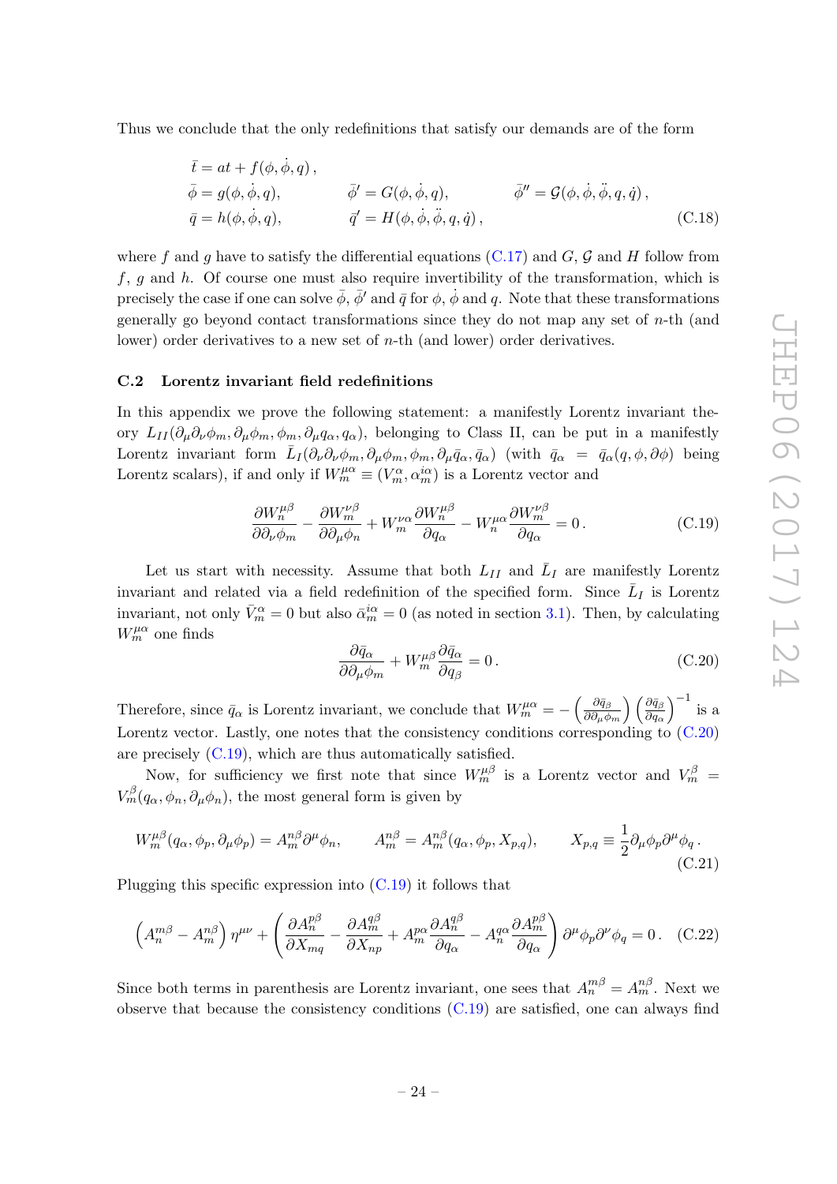Thus we conclude that the only redefinitions that satisfy our demands are of the form

$$
\begin{aligned}
&\bar{t} = at + f(\phi, \dot{\phi}, q)\,, \\
&\bar{\phi} = g(\phi, \dot{\phi}, q), \qquad\qquad \bar{\phi}' = G(\phi, \dot{\phi}, q), \qquad\qquad \bar{\phi}'' = \mathcal{G}(\phi, \dot{\phi}, \ddot{\phi}, q, \dot{q})\,, \\
&\bar{q} = h(\phi, \dot{\phi}, q), \qquad\qquad \bar{q}' = H(\phi, \dot{\phi}, \ddot{\phi}, q, \dot{q})\,,
\end{aligned}
\tag{C.18}
$$

where $f$ and $g$ have to satisfy the differential equations (C.17) and $G$, $\mathcal{G}$ and $H$ follow from $f$, $g$ and $h$. Of course one must also require invertibility of the transformation, which is precisely the case if one can solve $\bar{\phi}$, $\bar{\phi}'$ and $\bar{q}$ for $\phi$, $\dot{\phi}$ and $q$. Note that these transformations generally go beyond contact transformations since they do not map any set of $n$-th (and lower) order derivatives to a new set of $n$-th (and lower) order derivatives.

### C.2 Lorentz invariant field redefinitions

In this appendix we prove the following statement: a manifestly Lorentz invariant theory $L_{II}(\partial_\mu\partial_\nu\phi_m, \partial_\mu\phi_m, \phi_m, \partial_\mu q_\alpha, q_\alpha)$, belonging to Class II, can be put in a manifestly Lorentz invariant form $\bar{L}_I(\partial_\nu\partial_\nu\phi_m, \partial_\mu\phi_m, \phi_m, \partial_\mu\bar{q}_\alpha, \bar{q}_\alpha)$ (with $\bar{q}_\alpha = \bar{q}_\alpha(q, \phi, \partial\phi)$ being Lorentz scalars), if and only if $W^{\mu\alpha}_m \equiv (V^\alpha_m, \alpha^{i\alpha}_m)$ is a Lorentz vector and

$$
\frac{\partial W^{\mu\beta}_n}{\partial\partial_\nu\phi_m} - \frac{\partial W^{\nu\beta}_m}{\partial\partial_\mu\phi_n} + W^{\nu\alpha}_m \frac{\partial W^{\mu\beta}_n}{\partial q_\alpha} - W^{\mu\alpha}_n \frac{\partial W^{\nu\beta}_m}{\partial q_\alpha} = 0\,.
\tag{C.19}
$$

Let us start with necessity. Assume that both $L_{II}$ and $\bar{L}_I$ are manifestly Lorentz invariant and related via a field redefinition of the specified form. Since $\bar{L}_I$ is Lorentz invariant, not only $\bar{V}^\alpha_m = 0$ but also $\bar{\alpha}^{i\alpha}_m = 0$ (as noted in section 3.1). Then, by calculating $W^{\mu\alpha}_m$ one finds

$$
\frac{\partial\bar{q}_\alpha}{\partial\partial_\mu\phi_m} + W^{\mu\beta}_m \frac{\partial\bar{q}_\alpha}{\partial q_\beta} = 0\,.
\tag{C.20}
$$

Therefore, since $\bar{q}_\alpha$ is Lorentz invariant, we conclude that $W^{\mu\alpha}_m = -\left(\frac{\partial\bar{q}_\beta}{\partial\partial_\mu\phi_m}\right)\left(\frac{\partial\bar{q}_\beta}{\partial q_\alpha}\right)^{-1}$ is a Lorentz vector. Lastly, one notes that the consistency conditions corresponding to (C.20) are precisely (C.19), which are thus automatically satisfied.

Now, for sufficiency we first note that since $W^{\mu\beta}_m$ is a Lorentz vector and $V^\beta_m = V^\beta_m(q_\alpha, \phi_n, \partial_\mu\phi_n)$, the most general form is given by

$$
W^{\mu\beta}_m(q_\alpha, \phi_p, \partial_\mu\phi_p) = A^{n\beta}_m \partial^\mu\phi_n, \qquad A^{n\beta}_m = A^{n\beta}_m(q_\alpha, \phi_p, X_{p,q}), \qquad X_{p,q} \equiv \frac{1}{2}\partial_\mu\phi_p\partial^\mu\phi_q\,.
\tag{C.21}
$$

Plugging this specific expression into (C.19) it follows that

$$
\left(A^{m\beta}_n - A^{n\beta}_m\right)\eta^{\mu\nu} + \left(\frac{\partial A^{p\beta}_n}{\partial X_{mq}} - \frac{\partial A^{q\beta}_m}{\partial X_{np}} + A^{p\alpha}_m \frac{\partial A^{q\beta}_n}{\partial q_\alpha} - A^{q\alpha}_n \frac{\partial A^{p\beta}_m}{\partial q_\alpha}\right)\partial^\mu\phi_p\partial^\nu\phi_q = 0\,.
\tag{C.22}
$$

Since both terms in parenthesis are Lorentz invariant, one sees that $A^{m\beta}_n = A^{n\beta}_m$. Next we observe that because the consistency conditions (C.19) are satisfied, one can always find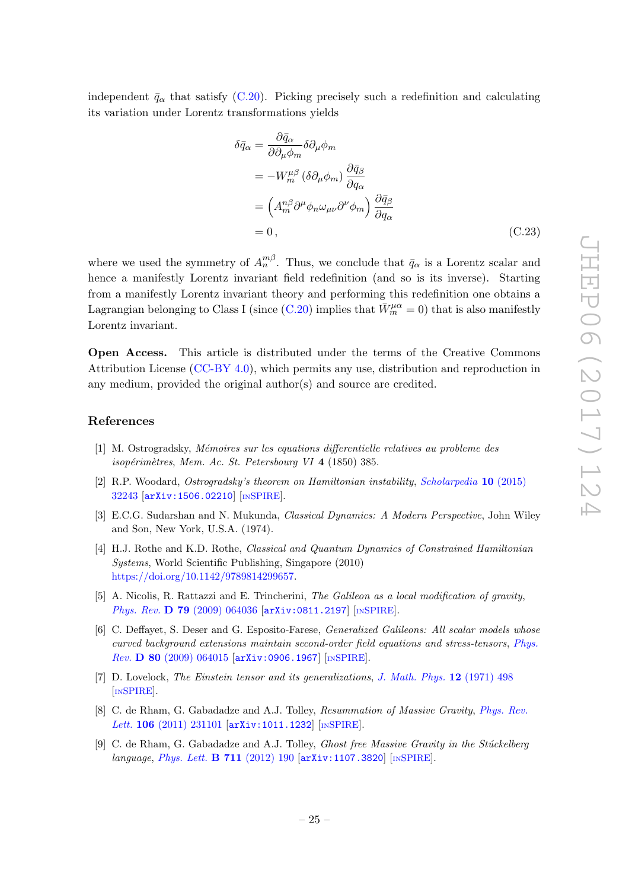independent $\bar{q}_\alpha$ that satisfy (C.20). Picking precisely such a redefinition and calculating its variation under Lorentz transformations yields

$$
\begin{aligned}
\delta\bar{q}_\alpha &= \frac{\partial \bar{q}_\alpha}{\partial\partial_\mu\phi_m}\delta\partial_\mu\phi_m \\
&= -W_m^{\mu\beta}\left(\delta\partial_\mu\phi_m\right)\frac{\partial\bar{q}_\beta}{\partial q_\alpha} \\
&= \left(A_m^{n\beta}\partial^\mu\phi_n\omega_{\mu\nu}\partial^\nu\phi_m\right)\frac{\partial\bar{q}_\beta}{\partial q_\alpha} \\
&= 0\,,
\end{aligned}
\tag{C.23}
$$

where we used the symmetry of $A_n^{m\beta}$. Thus, we conclude that $\bar{q}_\alpha$ is a Lorentz scalar and hence a manifestly Lorentz invariant field redefinition (and so is its inverse). Starting from a manifestly Lorentz invariant theory and performing this redefinition one obtains a Lagrangian belonging to Class I (since (C.20) implies that $\bar{W}_m^{\mu\alpha} = 0$) that is also manifestly Lorentz invariant.

**Open Access.** This article is distributed under the terms of the Creative Commons Attribution License (CC-BY 4.0), which permits any use, distribution and reproduction in any medium, provided the original author(s) and source are credited.

## References

[1] M. Ostrogradsky, *Mémoires sur les equations differentielle relatives au probleme des isopérimètres*, Mem. Ac. St. Petersbourg VI **4** (1850) 385.

[2] R.P. Woodard, *Ostrogradsky's theorem on Hamiltonian instability*, Scholarpedia **10** (2015) 32243 [arXiv:1506.02210] [INSPIRE].

[3] E.C.G. Sudarshan and N. Mukunda, *Classical Dynamics: A Modern Perspective*, John Wiley and Son, New York, U.S.A. (1974).

[4] H.J. Rothe and K.D. Rothe, *Classical and Quantum Dynamics of Constrained Hamiltonian Systems*, World Scientific Publishing, Singapore (2010) https://doi.org/10.1142/9789814299657.

[5] A. Nicolis, R. Rattazzi and E. Trincherini, *The Galileon as a local modification of gravity*, Phys. Rev. **D 79** (2009) 064036 [arXiv:0811.2197] [INSPIRE].

[6] C. Deffayet, S. Deser and G. Esposito-Farese, *Generalized Galileons: All scalar models whose curved background extensions maintain second-order field equations and stress-tensors*, Phys. Rev. **D 80** (2009) 064015 [arXiv:0906.1967] [INSPIRE].

[7] D. Lovelock, *The Einstein tensor and its generalizations*, J. Math. Phys. **12** (1971) 498 [INSPIRE].

[8] C. de Rham, G. Gabadadze and A.J. Tolley, *Resummation of Massive Gravity*, Phys. Rev. Lett. **106** (2011) 231101 [arXiv:1011.1232] [INSPIRE].

[9] C. de Rham, G. Gabadadze and A.J. Tolley, *Ghost free Massive Gravity in the Stúckelberg language*, Phys. Lett. **B 711** (2012) 190 [arXiv:1107.3820] [INSPIRE].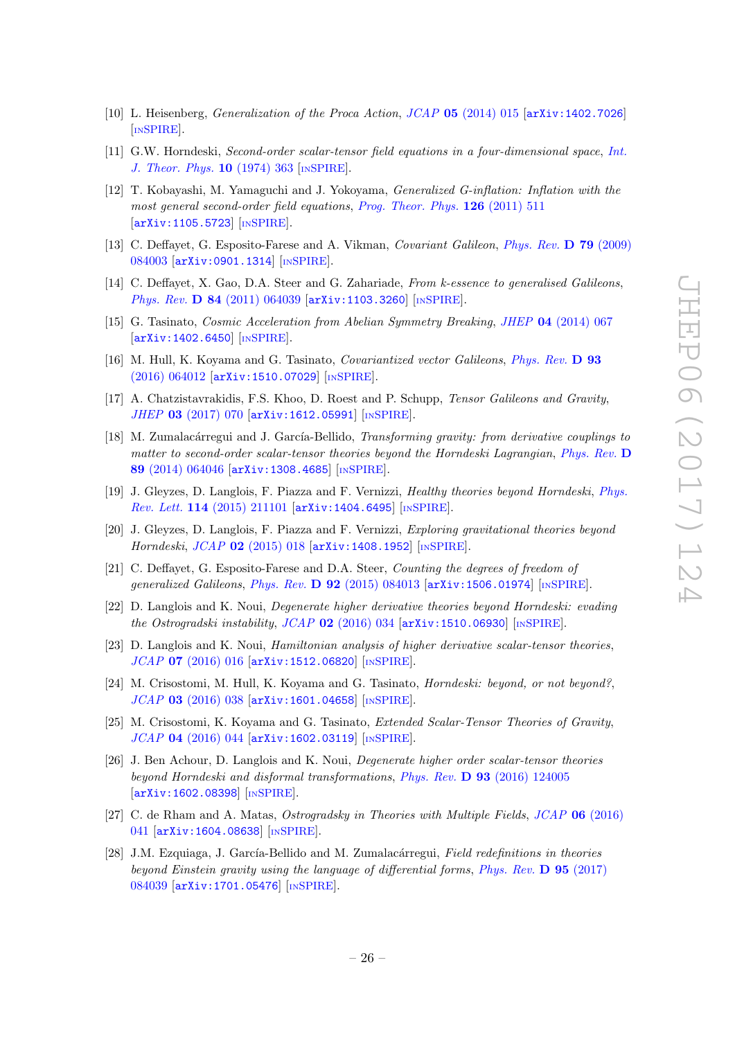[10] L. Heisenberg, *Generalization of the Proca Action*, *JCAP* **05** (2014) 015 [arXiv:1402.7026] [INSPIRE].

[11] G.W. Horndeski, *Second-order scalar-tensor field equations in a four-dimensional space*, *Int. J. Theor. Phys.* **10** (1974) 363 [INSPIRE].

[12] T. Kobayashi, M. Yamaguchi and J. Yokoyama, *Generalized G-inflation: Inflation with the most general second-order field equations*, *Prog. Theor. Phys.* **126** (2011) 511 [arXiv:1105.5723] [INSPIRE].

[13] C. Deffayet, G. Esposito-Farese and A. Vikman, *Covariant Galileon*, *Phys. Rev.* **D 79** (2009) 084003 [arXiv:0901.1314] [INSPIRE].

[14] C. Deffayet, X. Gao, D.A. Steer and G. Zahariade, *From k-essence to generalised Galileons*, *Phys. Rev.* **D 84** (2011) 064039 [arXiv:1103.3260] [INSPIRE].

[15] G. Tasinato, *Cosmic Acceleration from Abelian Symmetry Breaking*, *JHEP* **04** (2014) 067 [arXiv:1402.6450] [INSPIRE].

[16] M. Hull, K. Koyama and G. Tasinato, *Covariantized vector Galileons*, *Phys. Rev.* **D 93** (2016) 064012 [arXiv:1510.07029] [INSPIRE].

[17] A. Chatzistavrakidis, F.S. Khoo, D. Roest and P. Schupp, *Tensor Galileons and Gravity*, *JHEP* **03** (2017) 070 [arXiv:1612.05991] [INSPIRE].

[18] M. Zumalacárregui and J. García-Bellido, *Transforming gravity: from derivative couplings to matter to second-order scalar-tensor theories beyond the Horndeski Lagrangian*, *Phys. Rev.* **D 89** (2014) 064046 [arXiv:1308.4685] [INSPIRE].

[19] J. Gleyzes, D. Langlois, F. Piazza and F. Vernizzi, *Healthy theories beyond Horndeski*, *Phys. Rev. Lett.* **114** (2015) 211101 [arXiv:1404.6495] [INSPIRE].

[20] J. Gleyzes, D. Langlois, F. Piazza and F. Vernizzi, *Exploring gravitational theories beyond Horndeski*, *JCAP* **02** (2015) 018 [arXiv:1408.1952] [INSPIRE].

[21] C. Deffayet, G. Esposito-Farese and D.A. Steer, *Counting the degrees of freedom of generalized Galileons*, *Phys. Rev.* **D 92** (2015) 084013 [arXiv:1506.01974] [INSPIRE].

[22] D. Langlois and K. Noui, *Degenerate higher derivative theories beyond Horndeski: evading the Ostrogradski instability*, *JCAP* **02** (2016) 034 [arXiv:1510.06930] [INSPIRE].

[23] D. Langlois and K. Noui, *Hamiltonian analysis of higher derivative scalar-tensor theories*, *JCAP* **07** (2016) 016 [arXiv:1512.06820] [INSPIRE].

[24] M. Crisostomi, M. Hull, K. Koyama and G. Tasinato, *Horndeski: beyond, or not beyond?*, *JCAP* **03** (2016) 038 [arXiv:1601.04658] [INSPIRE].

[25] M. Crisostomi, K. Koyama and G. Tasinato, *Extended Scalar-Tensor Theories of Gravity*, *JCAP* **04** (2016) 044 [arXiv:1602.03119] [INSPIRE].

[26] J. Ben Achour, D. Langlois and K. Noui, *Degenerate higher order scalar-tensor theories beyond Horndeski and disformal transformations*, *Phys. Rev.* **D 93** (2016) 124005 [arXiv:1602.08398] [INSPIRE].

[27] C. de Rham and A. Matas, *Ostrogradsky in Theories with Multiple Fields*, *JCAP* **06** (2016) 041 [arXiv:1604.08638] [INSPIRE].

[28] J.M. Ezquiaga, J. García-Bellido and M. Zumalacárregui, *Field redefinitions in theories beyond Einstein gravity using the language of differential forms*, *Phys. Rev.* **D 95** (2017) 084039 [arXiv:1701.05476] [INSPIRE].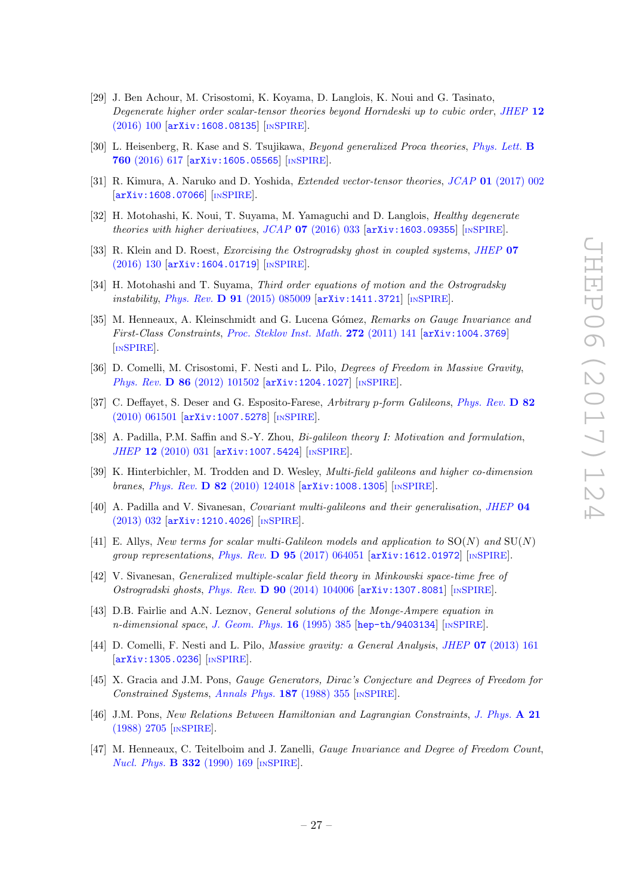[29] J. Ben Achour, M. Crisostomi, K. Koyama, D. Langlois, K. Noui and G. Tasinato, *Degenerate higher order scalar-tensor theories beyond Horndeski up to cubic order*, JHEP **12** (2016) 100 [arXiv:1608.08135] [INSPIRE].

[30] L. Heisenberg, R. Kase and S. Tsujikawa, *Beyond generalized Proca theories*, Phys. Lett. **B 760** (2016) 617 [arXiv:1605.05565] [INSPIRE].

[31] R. Kimura, A. Naruko and D. Yoshida, *Extended vector-tensor theories*, JCAP **01** (2017) 002 [arXiv:1608.07066] [INSPIRE].

[32] H. Motohashi, K. Noui, T. Suyama, M. Yamaguchi and D. Langlois, *Healthy degenerate theories with higher derivatives*, JCAP **07** (2016) 033 [arXiv:1603.09355] [INSPIRE].

[33] R. Klein and D. Roest, *Exorcising the Ostrogradsky ghost in coupled systems*, JHEP **07** (2016) 130 [arXiv:1604.01719] [INSPIRE].

[34] H. Motohashi and T. Suyama, *Third order equations of motion and the Ostrogradsky instability*, Phys. Rev. **D 91** (2015) 085009 [arXiv:1411.3721] [INSPIRE].

[35] M. Henneaux, A. Kleinschmidt and G. Lucena Gómez, *Remarks on Gauge Invariance and First-Class Constraints*, Proc. Steklov Inst. Math. **272** (2011) 141 [arXiv:1004.3769] [INSPIRE].

[36] D. Comelli, M. Crisostomi, F. Nesti and L. Pilo, *Degrees of Freedom in Massive Gravity*, Phys. Rev. **D 86** (2012) 101502 [arXiv:1204.1027] [INSPIRE].

[37] C. Deffayet, S. Deser and G. Esposito-Farese, *Arbitrary p-form Galileons*, Phys. Rev. **D 82** (2010) 061501 [arXiv:1007.5278] [INSPIRE].

[38] A. Padilla, P.M. Saffin and S.-Y. Zhou, *Bi-galileon theory I: Motivation and formulation*, JHEP **12** (2010) 031 [arXiv:1007.5424] [INSPIRE].

[39] K. Hinterbichler, M. Trodden and D. Wesley, *Multi-field galileons and higher co-dimension branes*, Phys. Rev. **D 82** (2010) 124018 [arXiv:1008.1305] [INSPIRE].

[40] A. Padilla and V. Sivanesan, *Covariant multi-galileons and their generalisation*, JHEP **04** (2013) 032 [arXiv:1210.4026] [INSPIRE].

[41] E. Allys, *New terms for scalar multi-Galileon models and application to* SO($N$) *and* SU($N$) *group representations*, Phys. Rev. **D 95** (2017) 064051 [arXiv:1612.01972] [INSPIRE].

[42] V. Sivanesan, *Generalized multiple-scalar field theory in Minkowski space-time free of Ostrogradski ghosts*, Phys. Rev. **D 90** (2014) 104006 [arXiv:1307.8081] [INSPIRE].

[43] D.B. Fairlie and A.N. Leznov, *General solutions of the Monge-Ampere equation in n-dimensional space*, J. Geom. Phys. **16** (1995) 385 [hep-th/9403134] [INSPIRE].

[44] D. Comelli, F. Nesti and L. Pilo, *Massive gravity: a General Analysis*, JHEP **07** (2013) 161 [arXiv:1305.0236] [INSPIRE].

[45] X. Gracia and J.M. Pons, *Gauge Generators, Dirac's Conjecture and Degrees of Freedom for Constrained Systems*, Annals Phys. **187** (1988) 355 [INSPIRE].

[46] J.M. Pons, *New Relations Between Hamiltonian and Lagrangian Constraints*, J. Phys. **A 21** (1988) 2705 [INSPIRE].

[47] M. Henneaux, C. Teitelboim and J. Zanelli, *Gauge Invariance and Degree of Freedom Count*, Nucl. Phys. **B 332** (1990) 169 [INSPIRE].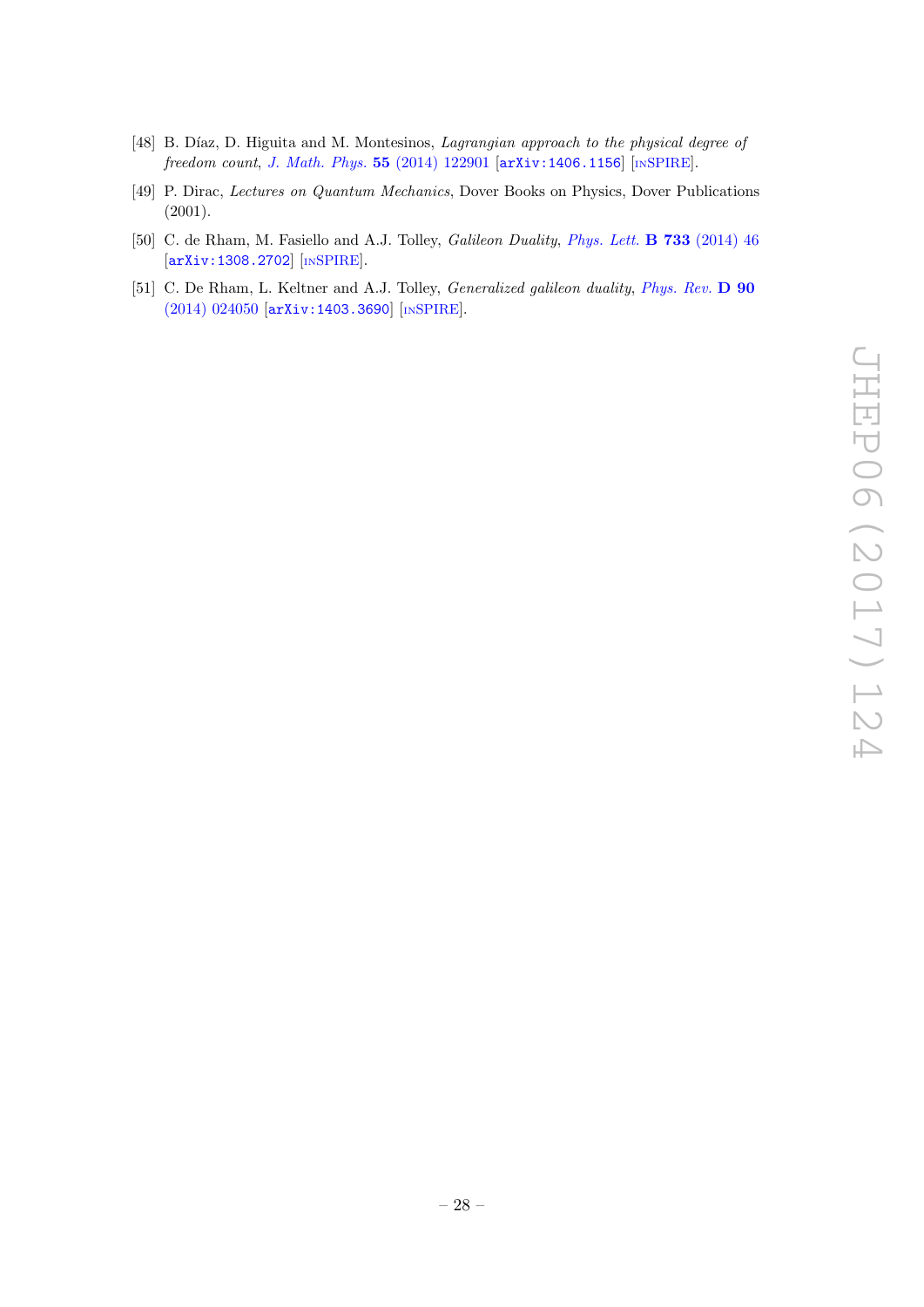[48] B. Díaz, D. Higuita and M. Montesinos, *Lagrangian approach to the physical degree of freedom count*, *J. Math. Phys.* **55** (2014) 122901 [arXiv:1406.1156] [INSPIRE].

[49] P. Dirac, *Lectures on Quantum Mechanics*, Dover Books on Physics, Dover Publications (2001).

[50] C. de Rham, M. Fasiello and A.J. Tolley, *Galileon Duality*, *Phys. Lett.* **B 733** (2014) 46 [arXiv:1308.2702] [INSPIRE].

[51] C. De Rham, L. Keltner and A.J. Tolley, *Generalized galileon duality*, *Phys. Rev.* **D 90** (2014) 024050 [arXiv:1403.3690] [INSPIRE].